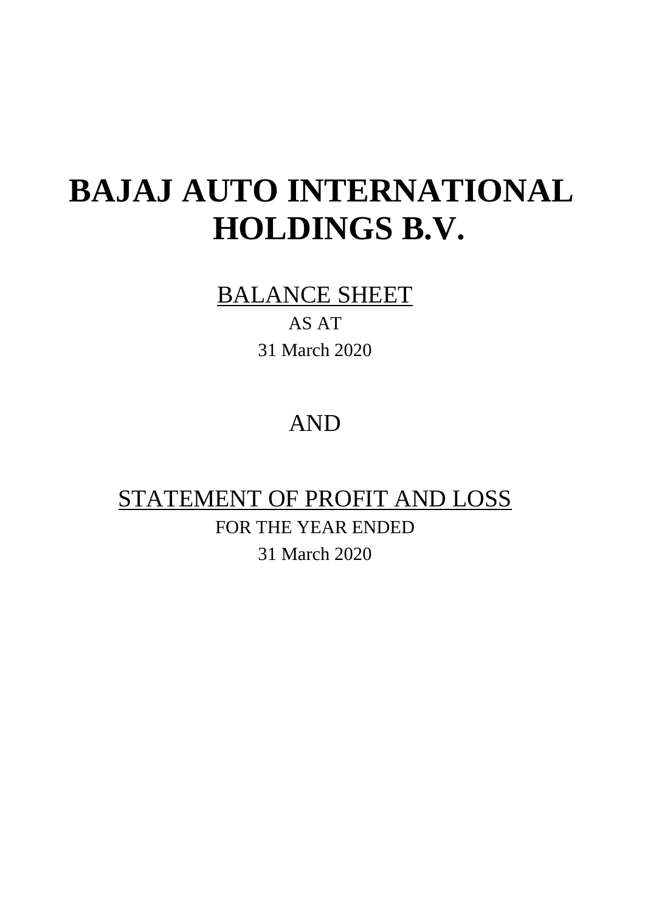# BAJAJ AUTO INTERNATIONAL HOLDINGS B.V.

## BALANCE SHEET

AS AT

31 March 2020

AND

## STATEMENT OF PROFIT AND LOSS

FOR THE YEAR ENDED

31 March 2020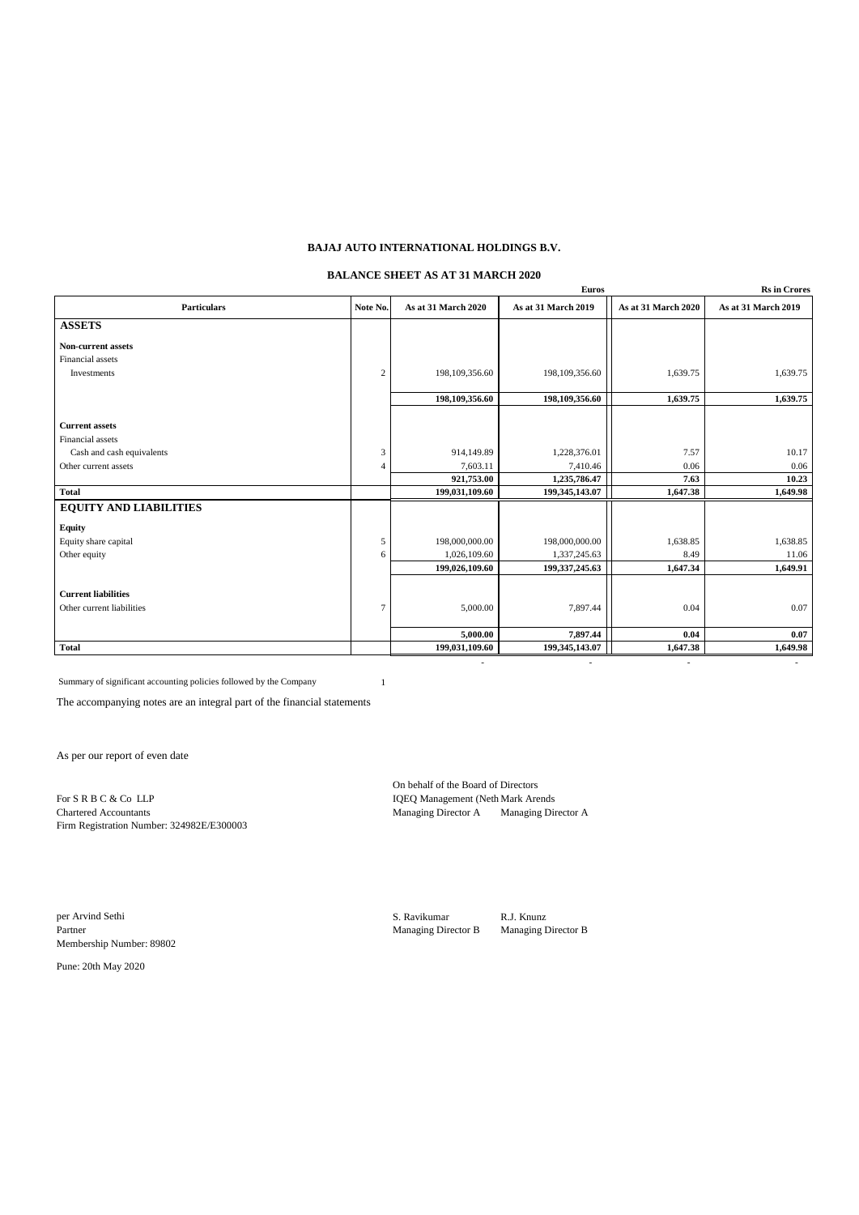**BAJAJ AUTO INTERNATIONAL HOLDINGS B.V.**

**BALANCE SHEET AS AT 31 MARCH 2020**

| Particulars | Note No. | Euros | | Rs in Crores | |
|---|---|---|---|---|---|
| | | As at 31 March 2020 | As at 31 March 2019 | As at 31 March 2020 | As at 31 March 2019 |
| **ASSETS** | | | | | |
| **Non-current assets** | | | | | |
| Financial assets | | | | | |
| Investments | 2 | 198,109,356.60 | 198,109,356.60 | 1,639.75 | 1,639.75 |
| | | **198,109,356.60** | **198,109,356.60** | **1,639.75** | **1,639.75** |
| **Current assets** | | | | | |
| Financial assets | | | | | |
| Cash and cash equivalents | 3 | 914,149.89 | 1,228,376.01 | 7.57 | 10.17 |
| Other current assets | 4 | 7,603.11 | 7,410.46 | 0.06 | 0.06 |
| | | **921,753.00** | **1,235,786.47** | **7.63** | **10.23** |
| **Total** | | **199,031,109.60** | **199,345,143.07** | **1,647.38** | **1,649.98** |
| **EQUITY AND LIABILITIES** | | | | | |
| **Equity** | | | | | |
| Equity share capital | 5 | 198,000,000.00 | 198,000,000.00 | 1,638.85 | 1,638.85 |
| Other equity | 6 | 1,026,109.60 | 1,337,245.63 | 8.49 | 11.06 |
| | | **199,026,109.60** | **199,337,245.63** | **1,647.34** | **1,649.91** |
| **Current liabilities** | | | | | |
| Other current liabilities | 7 | 5,000.00 | 7,897.44 | 0.04 | 0.07 |
| | | **5,000.00** | **7,897.44** | **0.04** | **0.07** |
| **Total** | | **199,031,109.60** | **199,345,143.07** | **1,647.38** | **1,649.98** |
| | | - | - | - | - |

Summary of significant accounting policies followed by the Company 1

The accompanying notes are an integral part of the financial statements

As per our report of even date

For S R B C & Co LLP
Chartered Accountants
Firm Registration Number: 324982E/E300003

On behalf of the Board of Directors
IQEQ Management (Neth Mark Arends
Managing Director A Managing Director A

per Arvind Sethi
Partner
Membership Number: 89802

S. Ravikumar R.J. Knunz
Managing Director B Managing Director B

Pune: 20th May 2020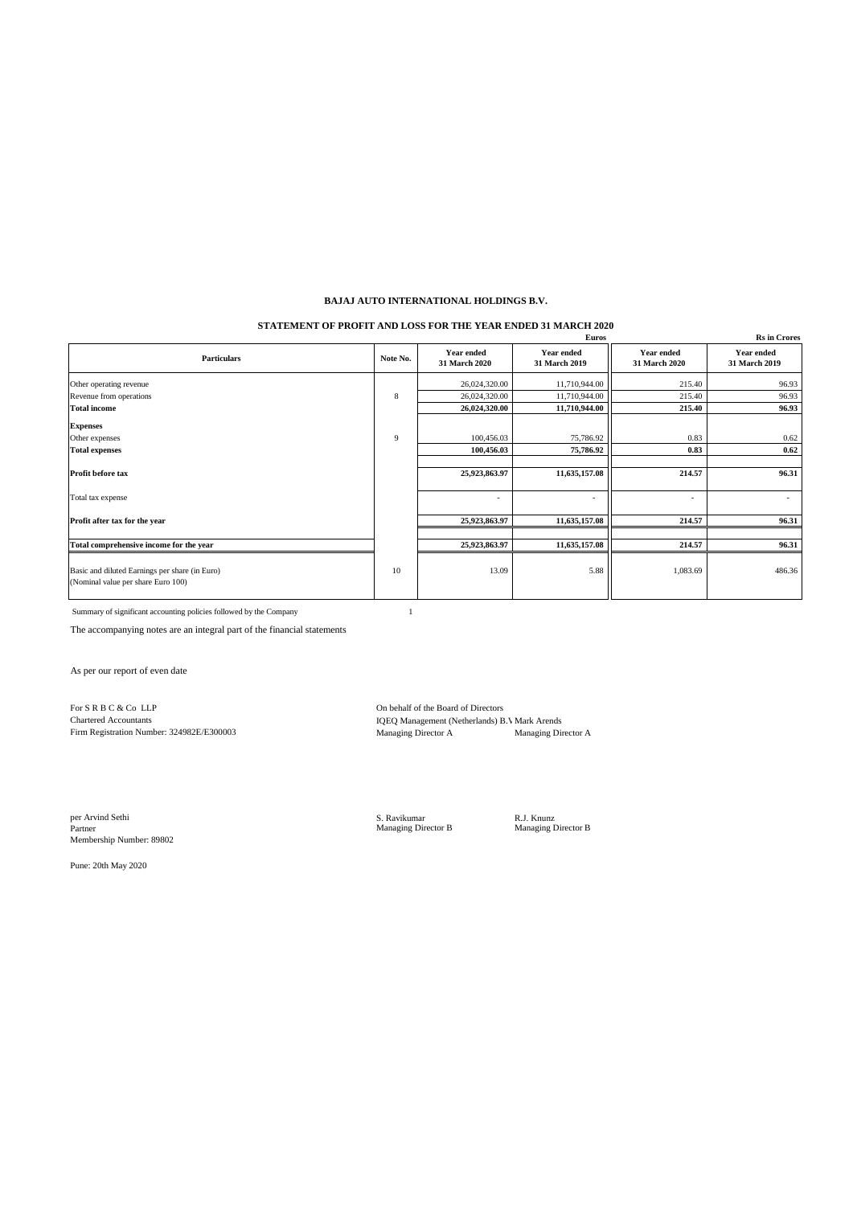**BAJAJ AUTO INTERNATIONAL HOLDINGS B.V.**

**STATEMENT OF PROFIT AND LOSS FOR THE YEAR ENDED 31 MARCH 2020**

| Particulars | Note No. | Euros | | Rs in Crores | |
|---|---|---|---|---|---|
| | | **Year ended 31 March 2020** | **Year ended 31 March 2019** | **Year ended 31 March 2020** | **Year ended 31 March 2019** |
| Other operating revenue | | 26,024,320.00 | 11,710,944.00 | 215.40 | 96.93 |
| Revenue from operations | 8 | 26,024,320.00 | 11,710,944.00 | 215.40 | 96.93 |
| **Total income** | | **26,024,320.00** | **11,710,944.00** | **215.40** | **96.93** |
| **Expenses** | | | | | |
| Other expenses | 9 | 100,456.03 | 75,786.92 | 0.83 | 0.62 |
| **Total expenses** | | **100,456.03** | **75,786.92** | **0.83** | **0.62** |
| **Profit before tax** | | **25,923,863.97** | **11,635,157.08** | **214.57** | **96.31** |
| Total tax expense | | - | - | - | - |
| **Profit after tax for the year** | | **25,923,863.97** | **11,635,157.08** | **214.57** | **96.31** |
| **Total comprehensive income for the year** | | **25,923,863.97** | **11,635,157.08** | **214.57** | **96.31** |
| Basic and diluted Earnings per share (in Euro) (Nominal value per share Euro 100) | 10 | 13.09 | 5.88 | 1,083.69 | 486.36 |

Summary of significant accounting policies followed by the Company 1

The accompanying notes are an integral part of the financial statements

As per our report of even date

For S R B C & Co LLP
Chartered Accountants
Firm Registration Number: 324982E/E300003

On behalf of the Board of Directors

IQEQ Management (Netherlands) B.V.
Managing Director A

Mark Arends
Managing Director A

per Arvind Sethi
Partner
Membership Number: 89802

S. Ravikumar
Managing Director B

R.J. Knunz
Managing Director B

Pune: 20th May 2020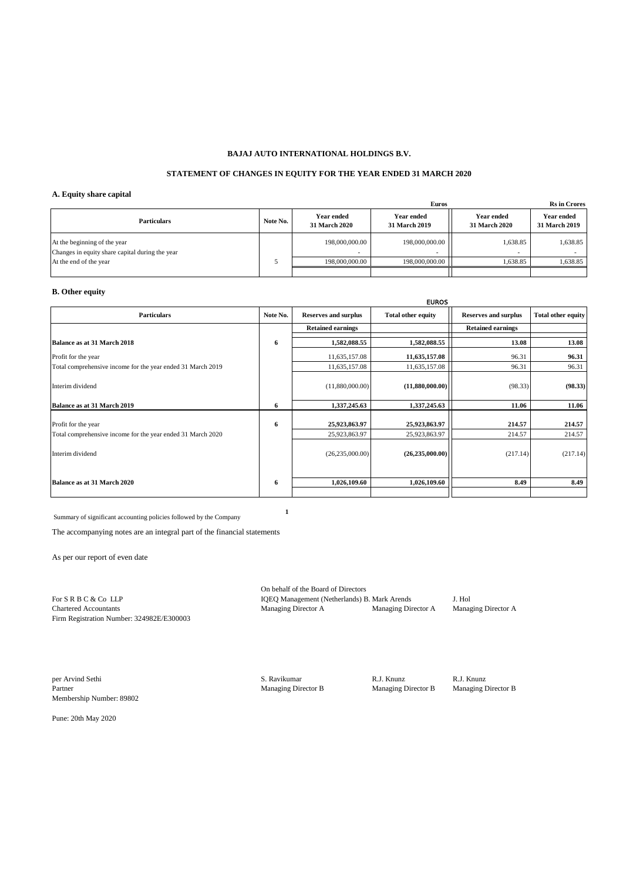**BAJAJ AUTO INTERNATIONAL HOLDINGS B.V.**

**STATEMENT OF CHANGES IN EQUITY FOR THE YEAR ENDED 31 MARCH 2020**

### A. Equity share capital

| Particulars | Note No. | Euros | | Rs in Crores | |
|---|---|---|---|---|---|
| | | Year ended 31 March 2020 | Year ended 31 March 2019 | Year ended 31 March 2020 | Year ended 31 March 2019 |
| At the beginning of the year | | 198,000,000.00 | 198,000,000.00 | 1,638.85 | 1,638.85 |
| Changes in equity share capital during the year | | - | - | - | - |
| At the end of the year | 5 | 198,000,000.00 | 198,000,000.00 | 1,638.85 | 1,638.85 |

### B. Other equity

| Particulars | Note No. | EUROS | | | |
|---|---|---|---|---|---|
| | | Reserves and surplus | Total other equity | Reserves and surplus | Total other equity |
| | | Retained earnings | | Retained earnings | |
| **Balance as at 31 March 2018** | **6** | **1,582,088.55** | **1,582,088.55** | **13.08** | **13.08** |
| Profit for the year | | 11,635,157.08 | **11,635,157.08** | 96.31 | **96.31** |
| Total comprehensive income for the year ended 31 March 2019 | | 11,635,157.08 | 11,635,157.08 | 96.31 | 96.31 |
| Interim dividend | | (11,880,000.00) | **(11,880,000.00)** | (98.33) | **(98.33)** |
| **Balance as at 31 March 2019** | **6** | **1,337,245.63** | **1,337,245.63** | **11.06** | **11.06** |
| Profit for the year | **6** | **25,923,863.97** | **25,923,863.97** | **214.57** | **214.57** |
| Total comprehensive income for the year ended 31 March 2020 | | 25,923,863.97 | 25,923,863.97 | 214.57 | 214.57 |
| Interim dividend | | (26,235,000.00) | **(26,235,000.00)** | (217.14) | (217.14) |
| **Balance as at 31 March 2020** | **6** | **1,026,109.60** | **1,026,109.60** | **8.49** | **8.49** |

Summary of significant accounting policies followed by the Company **1**

The accompanying notes are an integral part of the financial statements

As per our report of even date

For S R B C & Co LLP
Chartered Accountants
Firm Registration Number: 324982E/E300003

On behalf of the Board of Directors

IQEQ Management (Netherlands) B. Mark Arends — Managing Director A
J. Hol — Managing Director A

per Arvind Sethi
Partner
Membership Number: 89802

S. Ravikumar — Managing Director B
R.J. Knunz — Managing Director B
R.J. Knunz — Managing Director B

Pune: 20th May 2020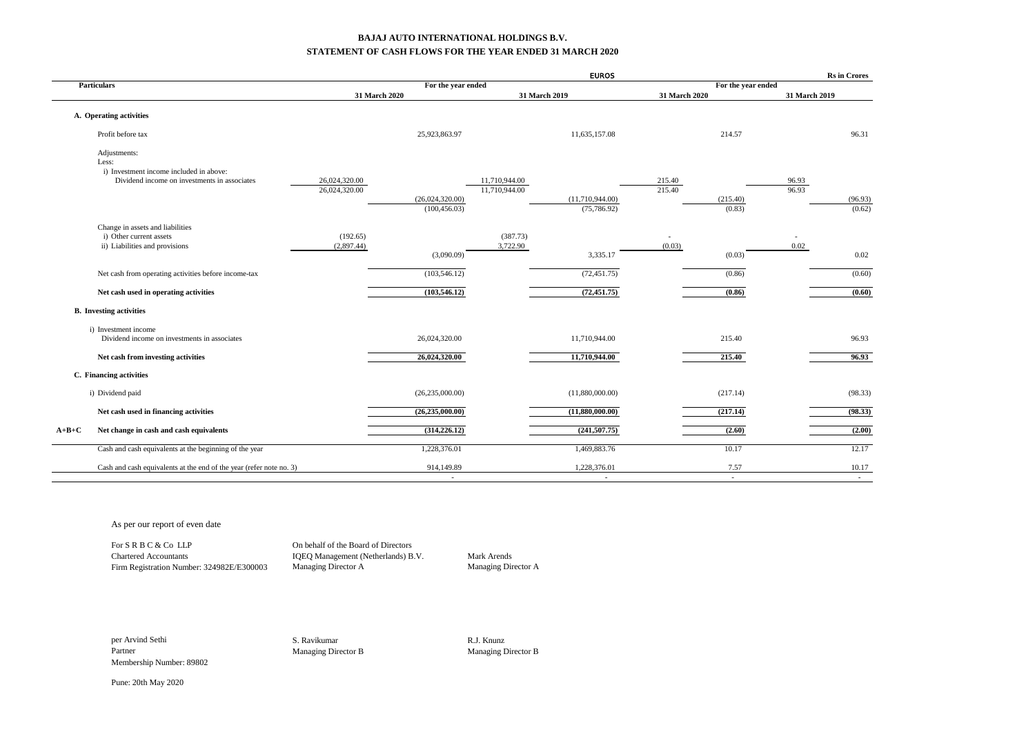**BAJAJ AUTO INTERNATIONAL HOLDINGS B.V.**

**STATEMENT OF CASH FLOWS FOR THE YEAR ENDED 31 MARCH 2020**

| | | | | | | | | | |
|---|---|---|---|---|---|---|---|---|---|
| | | | | | **EUROS** | | | | **Rs in Crores** |
| | **Particulars** | **For the year ended** | | | | **For the year ended** | | | |
| | | **31 March 2020** | | **31 March 2019** | | **31 March 2020** | | **31 March 2019** | |
| | **A. Operating activities** | | | | | | | | |
| | Profit before tax | | 25,923,863.97 | | 11,635,157.08 | | 214.57 | | 96.31 |
| | Adjustments: | | | | | | | | |
| | Less: | | | | | | | | |
| | i) Investment income included in above: | | | | | | | | |
| | Dividend income on investments in associates | 26,024,320.00 | | 11,710,944.00 | | 215.40 | | 96.93 | |
| | | 26,024,320.00 | | 11,710,944.00 | | 215.40 | | 96.93 | |
| | | | (26,024,320.00) | | (11,710,944.00) | | (215.40) | | (96.93) |
| | | | (100,456.03) | | (75,786.92) | | (0.83) | | (0.62) |
| | Change in assets and liabilities | | | | | | | | |
| | i) Other current assets | (192.65) | | (387.73) | | - | | - | |
| | ii) Liabilities and provisions | (2,897.44) | | 3,722.90 | | (0.03) | | 0.02 | |
| | | | (3,090.09) | | 3,335.17 | | (0.03) | | 0.02 |
| | Net cash from operating activities before income-tax | | (103,546.12) | | (72,451.75) | | (0.86) | | (0.60) |
| | **Net cash used in operating activities** | | **(103,546.12)** | | **(72,451.75)** | | **(0.86)** | | **(0.60)** |
| | **B. Investing activities** | | | | | | | | |
| | i) Investment income | | | | | | | | |
| | Dividend income on investments in associates | | 26,024,320.00 | | 11,710,944.00 | | 215.40 | | 96.93 |
| | **Net cash from investing activities** | | **26,024,320.00** | | **11,710,944.00** | | **215.40** | | **96.93** |
| | **C. Financing activities** | | | | | | | | |
| | i) Dividend paid | | (26,235,000.00) | | (11,880,000.00) | | (217.14) | | (98.33) |
| | **Net cash used in financing activities** | | **(26,235,000.00)** | | **(11,880,000.00)** | | **(217.14)** | | **(98.33)** |
| **A+B+C** | **Net change in cash and cash equivalents** | | **(314,226.12)** | | **(241,507.75)** | | **(2.60)** | | **(2.00)** |
| | Cash and cash equivalents at the beginning of the year | | 1,228,376.01 | | 1,469,883.76 | | 10.17 | | 12.17 |
| | Cash and cash equivalents at the end of the year (refer note no. 3) | | 914,149.89 | | 1,228,376.01 | | 7.57 | | 10.17 |
| | | | - | | - | | - | | - |

As per our report of even date

| | | |
|---|---|---|
| For S R B C & Co LLP | On behalf of the Board of Directors | |
| Chartered Accountants | IQEQ Management (Netherlands) B.V. | Mark Arends |
| Firm Registration Number: 324982E/E300003 | Managing Director A | Managing Director A |
| | | |
| per Arvind Sethi | S. Ravikumar | R.J. Knunz |
| Partner | Managing Director B | Managing Director B |
| Membership Number: 89802 | | |

Pune: 20th May 2020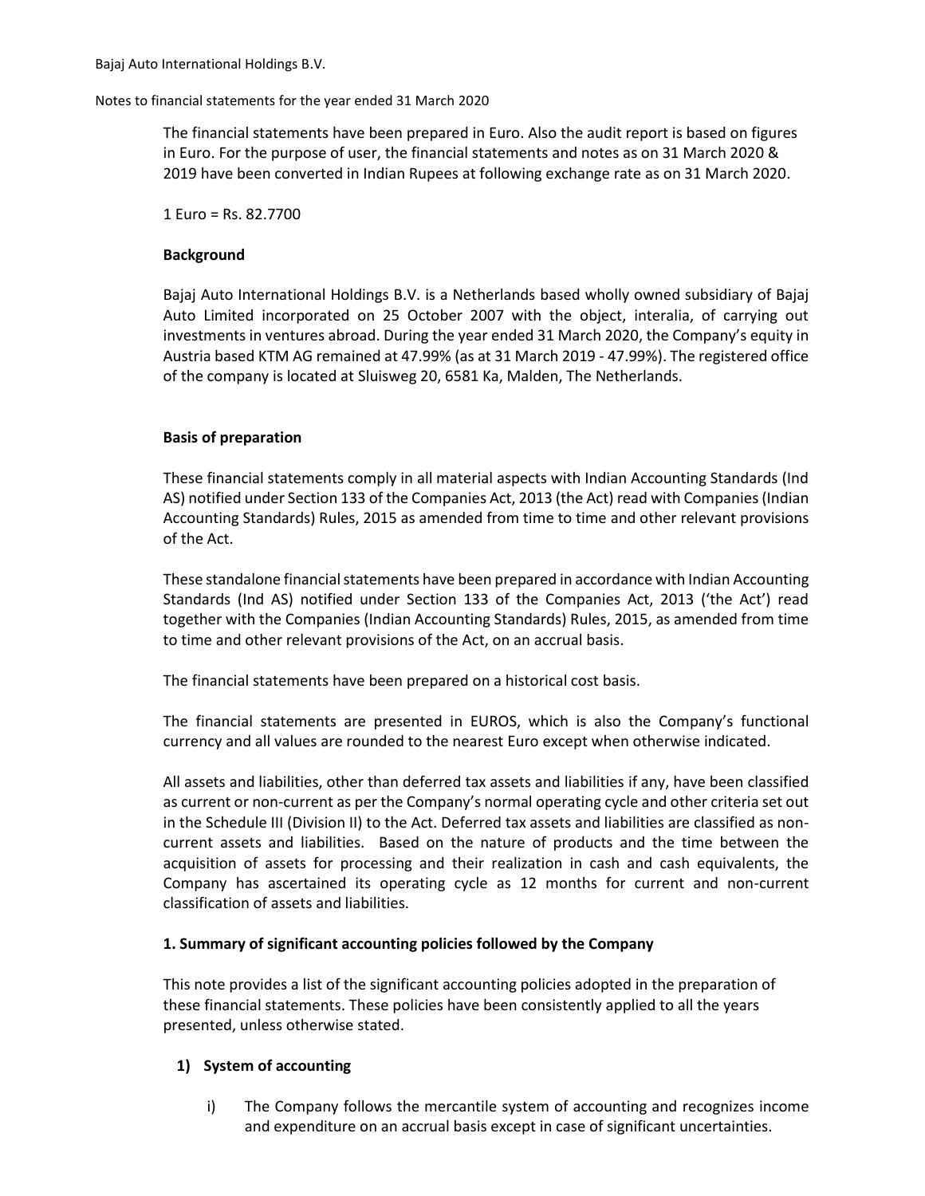The financial statements have been prepared in Euro. Also the audit report is based on figures in Euro. For the purpose of user, the financial statements and notes as on 31 March 2020 & 2019 have been converted in Indian Rupees at following exchange rate as on 31 March 2020.

1 Euro = Rs. 82.7700

**Background**

Bajaj Auto International Holdings B.V. is a Netherlands based wholly owned subsidiary of Bajaj Auto Limited incorporated on 25 October 2007 with the object, interalia, of carrying out investments in ventures abroad. During the year ended 31 March 2020, the Company's equity in Austria based KTM AG remained at 47.99% (as at 31 March 2019 - 47.99%). The registered office of the company is located at Sluisweg 20, 6581 Ka, Malden, The Netherlands.

**Basis of preparation**

These financial statements comply in all material aspects with Indian Accounting Standards (Ind AS) notified under Section 133 of the Companies Act, 2013 (the Act) read with Companies (Indian Accounting Standards) Rules, 2015 as amended from time to time and other relevant provisions of the Act.

These standalone financial statements have been prepared in accordance with Indian Accounting Standards (Ind AS) notified under Section 133 of the Companies Act, 2013 ('the Act') read together with the Companies (Indian Accounting Standards) Rules, 2015, as amended from time to time and other relevant provisions of the Act, on an accrual basis.

The financial statements have been prepared on a historical cost basis.

The financial statements are presented in EUROS, which is also the Company's functional currency and all values are rounded to the nearest Euro except when otherwise indicated.

All assets and liabilities, other than deferred tax assets and liabilities if any, have been classified as current or non-current as per the Company's normal operating cycle and other criteria set out in the Schedule III (Division II) to the Act. Deferred tax assets and liabilities are classified as non-current assets and liabilities. Based on the nature of products and the time between the acquisition of assets for processing and their realization in cash and cash equivalents, the Company has ascertained its operating cycle as 12 months for current and non-current classification of assets and liabilities.

**1. Summary of significant accounting policies followed by the Company**

This note provides a list of the significant accounting policies adopted in the preparation of these financial statements. These policies have been consistently applied to all the years presented, unless otherwise stated.

**1) System of accounting**

i) The Company follows the mercantile system of accounting and recognizes income and expenditure on an accrual basis except in case of significant uncertainties.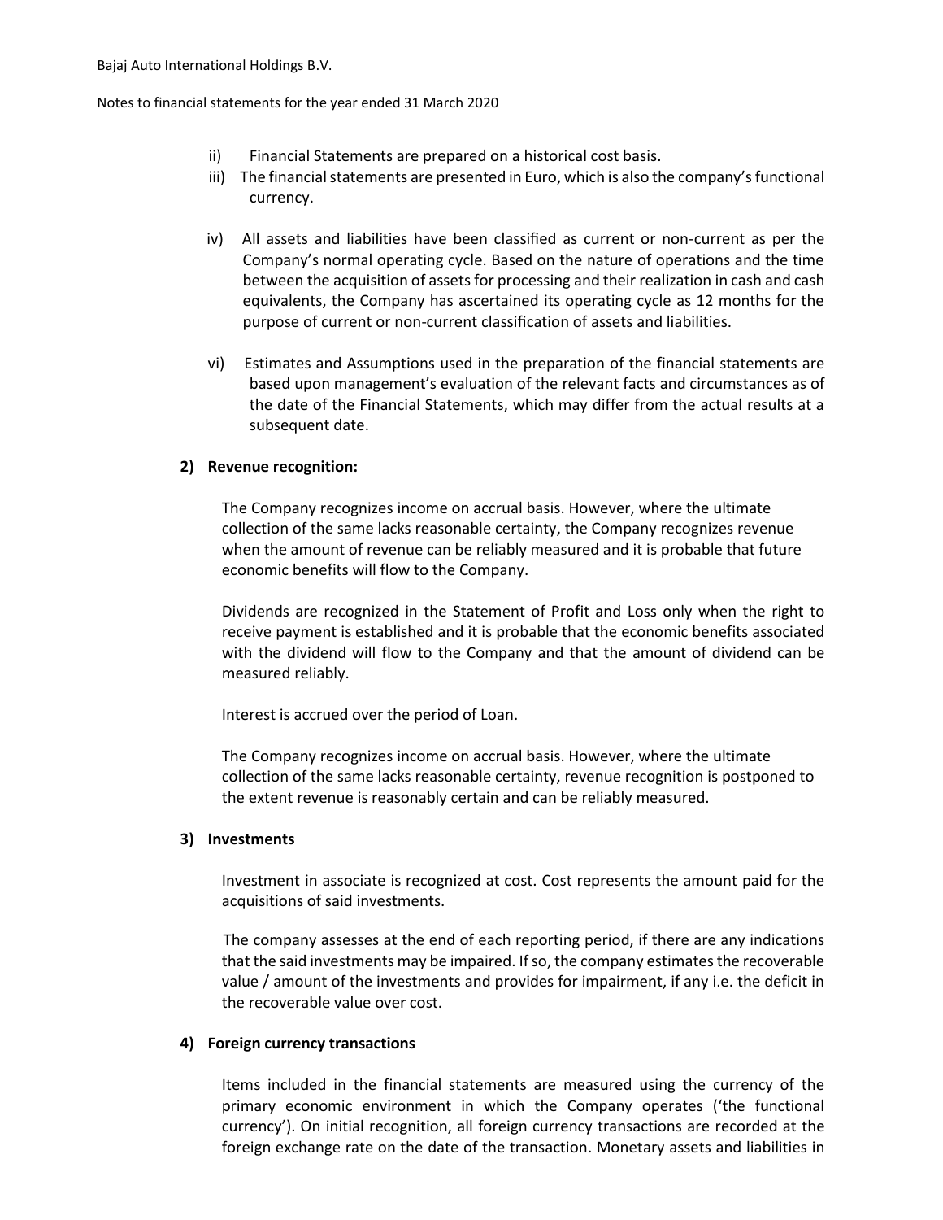ii) Financial Statements are prepared on a historical cost basis.

iii) The financial statements are presented in Euro, which is also the company's functional currency.

iv) All assets and liabilities have been classified as current or non-current as per the Company's normal operating cycle. Based on the nature of operations and the time between the acquisition of assets for processing and their realization in cash and cash equivalents, the Company has ascertained its operating cycle as 12 months for the purpose of current or non-current classification of assets and liabilities.

vi) Estimates and Assumptions used in the preparation of the financial statements are based upon management's evaluation of the relevant facts and circumstances as of the date of the Financial Statements, which may differ from the actual results at a subsequent date.

## 2) Revenue recognition:

The Company recognizes income on accrual basis. However, where the ultimate collection of the same lacks reasonable certainty, the Company recognizes revenue when the amount of revenue can be reliably measured and it is probable that future economic benefits will flow to the Company.

Dividends are recognized in the Statement of Profit and Loss only when the right to receive payment is established and it is probable that the economic benefits associated with the dividend will flow to the Company and that the amount of dividend can be measured reliably.

Interest is accrued over the period of Loan.

The Company recognizes income on accrual basis. However, where the ultimate collection of the same lacks reasonable certainty, revenue recognition is postponed to the extent revenue is reasonably certain and can be reliably measured.

## 3) Investments

Investment in associate is recognized at cost. Cost represents the amount paid for the acquisitions of said investments.

The company assesses at the end of each reporting period, if there are any indications that the said investments may be impaired. If so, the company estimates the recoverable value / amount of the investments and provides for impairment, if any i.e. the deficit in the recoverable value over cost.

## 4) Foreign currency transactions

Items included in the financial statements are measured using the currency of the primary economic environment in which the Company operates ('the functional currency'). On initial recognition, all foreign currency transactions are recorded at the foreign exchange rate on the date of the transaction. Monetary assets and liabilities in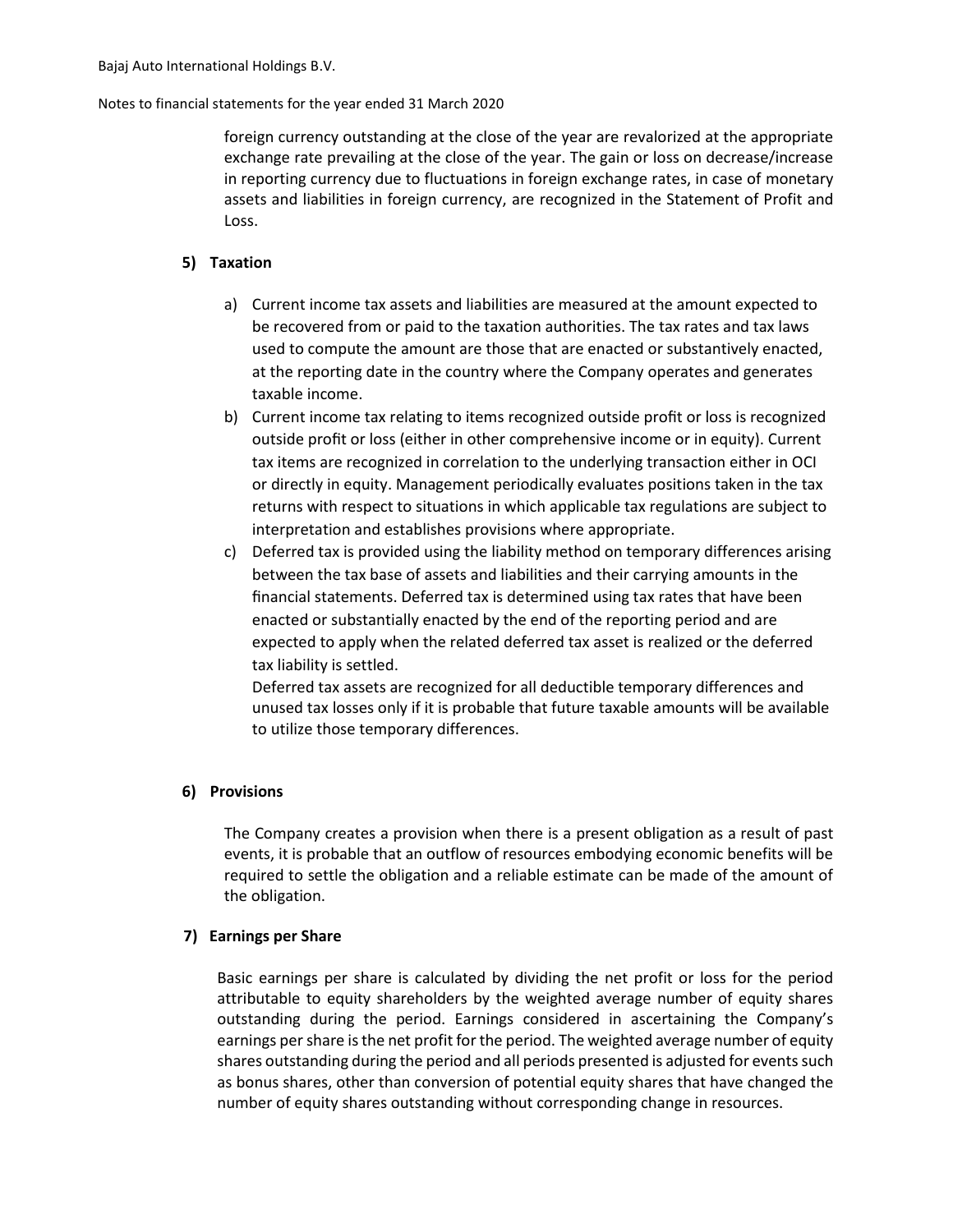foreign currency outstanding at the close of the year are revalorized at the appropriate exchange rate prevailing at the close of the year. The gain or loss on decrease/increase in reporting currency due to fluctuations in foreign exchange rates, in case of monetary assets and liabilities in foreign currency, are recognized in the Statement of Profit and Loss.

### 5) Taxation

a) Current income tax assets and liabilities are measured at the amount expected to be recovered from or paid to the taxation authorities. The tax rates and tax laws used to compute the amount are those that are enacted or substantively enacted, at the reporting date in the country where the Company operates and generates taxable income.

b) Current income tax relating to items recognized outside profit or loss is recognized outside profit or loss (either in other comprehensive income or in equity). Current tax items are recognized in correlation to the underlying transaction either in OCI or directly in equity. Management periodically evaluates positions taken in the tax returns with respect to situations in which applicable tax regulations are subject to interpretation and establishes provisions where appropriate.

c) Deferred tax is provided using the liability method on temporary differences arising between the tax base of assets and liabilities and their carrying amounts in the financial statements. Deferred tax is determined using tax rates that have been enacted or substantially enacted by the end of the reporting period and are expected to apply when the related deferred tax asset is realized or the deferred tax liability is settled.

   Deferred tax assets are recognized for all deductible temporary differences and unused tax losses only if it is probable that future taxable amounts will be available to utilize those temporary differences.

### 6) Provisions

The Company creates a provision when there is a present obligation as a result of past events, it is probable that an outflow of resources embodying economic benefits will be required to settle the obligation and a reliable estimate can be made of the amount of the obligation.

### 7) Earnings per Share

Basic earnings per share is calculated by dividing the net profit or loss for the period attributable to equity shareholders by the weighted average number of equity shares outstanding during the period. Earnings considered in ascertaining the Company's earnings per share is the net profit for the period. The weighted average number of equity shares outstanding during the period and all periods presented is adjusted for events such as bonus shares, other than conversion of potential equity shares that have changed the number of equity shares outstanding without corresponding change in resources.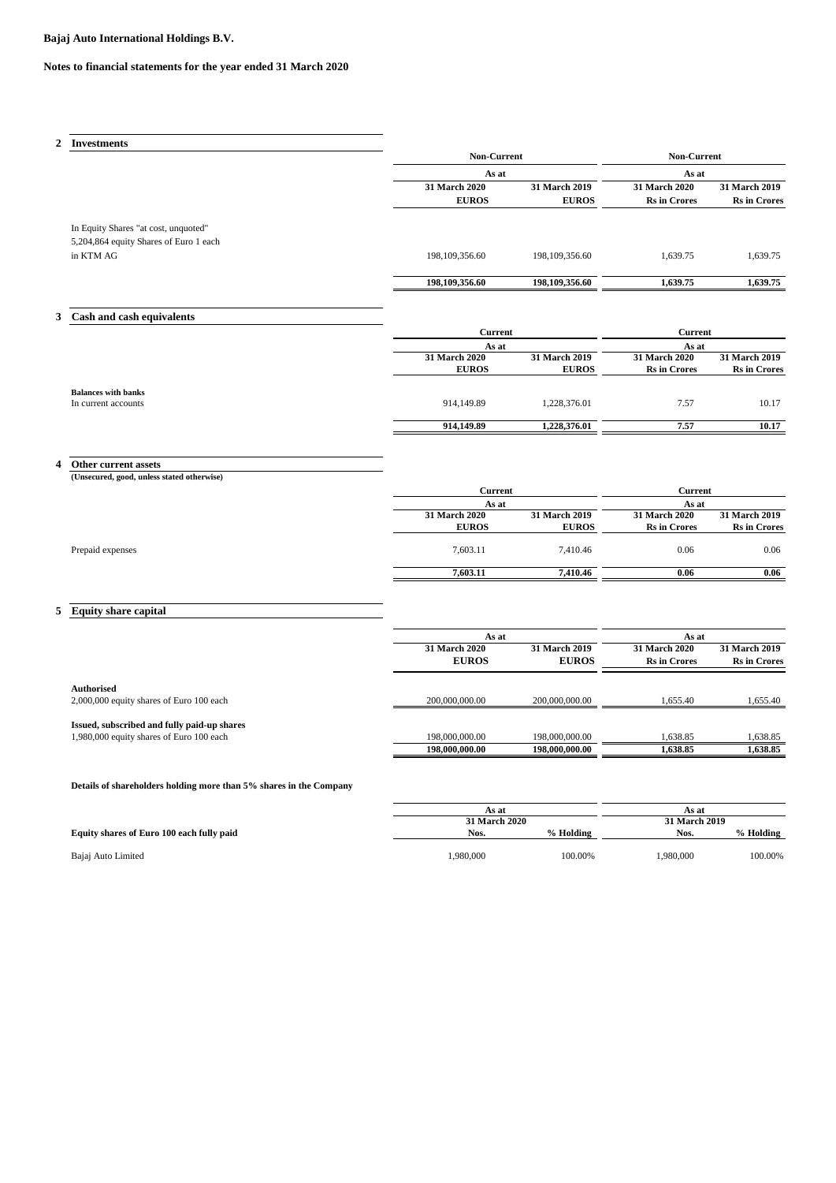**Bajaj Auto International Holdings B.V.**

**Notes to financial statements for the year ended 31 March 2020**

## 2 Investments

| | Non-Current | | Non-Current | |
|---|---|---|---|---|
| | As at | | As at | |
| | 31 March 2020 | 31 March 2019 | 31 March 2020 | 31 March 2019 |
| | EUROS | EUROS | Rs in Crores | Rs in Crores |
| In Equity Shares "at cost, unquoted" | | | | |
| 5,204,864 equity Shares of Euro 1 each in KTM AG | 198,109,356.60 | 198,109,356.60 | 1,639.75 | 1,639.75 |
| | **198,109,356.60** | **198,109,356.60** | **1,639.75** | **1,639.75** |

## 3 Cash and cash equivalents

| | Current | | Current | |
|---|---|---|---|---|
| | As at | | As at | |
| | 31 March 2020 | 31 March 2019 | 31 March 2020 | 31 March 2019 |
| | EUROS | EUROS | Rs in Crores | Rs in Crores |
| **Balances with banks** | | | | |
| In current accounts | 914,149.89 | 1,228,376.01 | 7.57 | 10.17 |
| | **914,149.89** | **1,228,376.01** | **7.57** | **10.17** |

## 4 Other current assets

**(Unsecured, good, unless stated otherwise)**

| | Current | | Current | |
|---|---|---|---|---|
| | As at | | As at | |
| | 31 March 2020 | 31 March 2019 | 31 March 2020 | 31 March 2019 |
| | EUROS | EUROS | Rs in Crores | Rs in Crores |
| Prepaid expenses | 7,603.11 | 7,410.46 | 0.06 | 0.06 |
| | **7,603.11** | **7,410.46** | **0.06** | **0.06** |

## 5 Equity share capital

| | As at | | As at | |
|---|---|---|---|---|
| | 31 March 2020 | 31 March 2019 | 31 March 2020 | 31 March 2019 |
| | EUROS | EUROS | Rs in Crores | Rs in Crores |
| **Authorised** | | | | |
| 2,000,000 equity shares of Euro 100 each | 200,000,000.00 | 200,000,000.00 | 1,655.40 | 1,655.40 |
| **Issued, subscribed and fully paid-up shares** | | | | |
| 1,980,000 equity shares of Euro 100 each | 198,000,000.00 | 198,000,000.00 | 1,638.85 | 1,638.85 |
| | **198,000,000.00** | **198,000,000.00** | **1,638.85** | **1,638.85** |

**Details of shareholders holding more than 5% shares in the Company**

| | As at | | As at | |
|---|---|---|---|---|
| | 31 March 2020 | | 31 March 2019 | |
| **Equity shares of Euro 100 each fully paid** | Nos. | % Holding | Nos. | % Holding |
| Bajaj Auto Limited | 1,980,000 | 100.00% | 1,980,000 | 100.00% |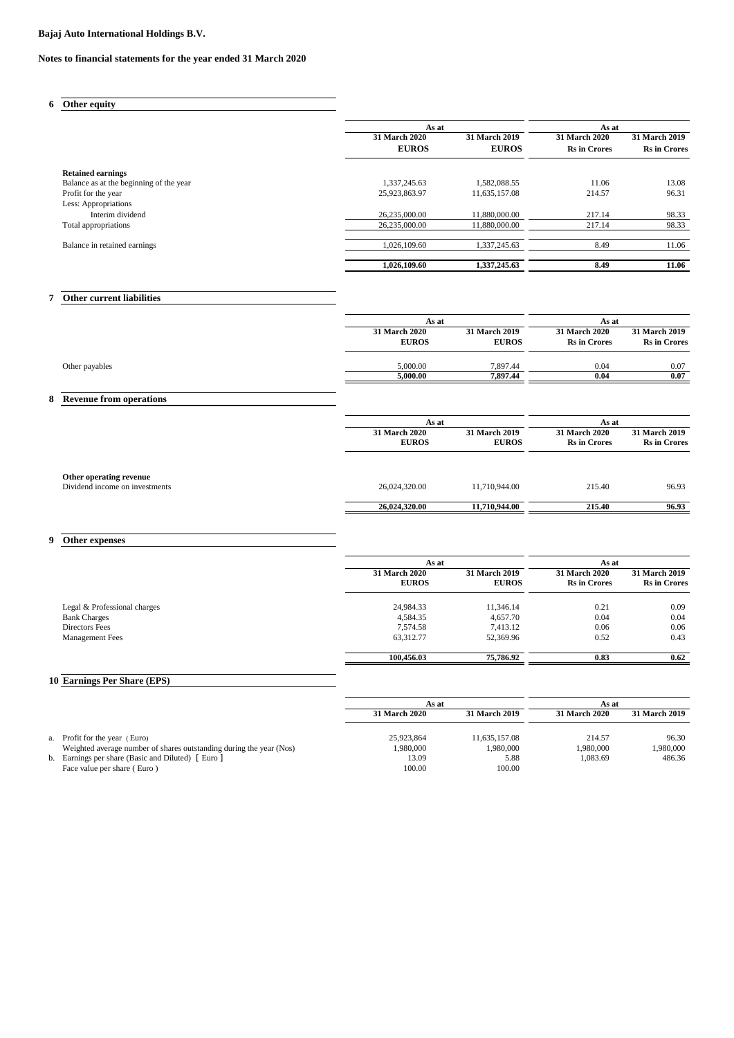**Bajaj Auto International Holdings B.V.**

**Notes to financial statements for the year ended 31 March 2020**

## 6 Other equity

| | As at | | As at | |
|---|---|---|---|---|
| | **31 March 2020** | **31 March 2019** | **31 March 2020** | **31 March 2019** |
| | **EUROS** | **EUROS** | **Rs in Crores** | **Rs in Crores** |
| **Retained earnings** | | | | |
| Balance as at the beginning of the year | 1,337,245.63 | 1,582,088.55 | 11.06 | 13.08 |
| Profit for the year | 25,923,863.97 | 11,635,157.08 | 214.57 | 96.31 |
| Less: Appropriations | | | | |
| Interim dividend | 26,235,000.00 | 11,880,000.00 | 217.14 | 98.33 |
| Total appropriations | 26,235,000.00 | 11,880,000.00 | 217.14 | 98.33 |
| Balance in retained earnings | 1,026,109.60 | 1,337,245.63 | 8.49 | 11.06 |
| | **1,026,109.60** | **1,337,245.63** | **8.49** | **11.06** |

## 7 Other current liabilities

| | As at | | As at | |
|---|---|---|---|---|
| | **31 March 2020** | **31 March 2019** | **31 March 2020** | **31 March 2019** |
| | **EUROS** | **EUROS** | **Rs in Crores** | **Rs in Crores** |
| Other payables | 5,000.00 | 7,897.44 | 0.04 | 0.07 |
| | **5,000.00** | **7,897.44** | **0.04** | **0.07** |

## 8 Revenue from operations

| | As at | | As at | |
|---|---|---|---|---|
| | **31 March 2020** | **31 March 2019** | **31 March 2020** | **31 March 2019** |
| | **EUROS** | **EUROS** | **Rs in Crores** | **Rs in Crores** |
| **Other operating revenue** | | | | |
| Dividend income on investments | 26,024,320.00 | 11,710,944.00 | 215.40 | 96.93 |
| | **26,024,320.00** | **11,710,944.00** | **215.40** | **96.93** |

## 9 Other expenses

| | As at | | As at | |
|---|---|---|---|---|
| | **31 March 2020** | **31 March 2019** | **31 March 2020** | **31 March 2019** |
| | **EUROS** | **EUROS** | **Rs in Crores** | **Rs in Crores** |
| Legal & Professional charges | 24,984.33 | 11,346.14 | 0.21 | 0.09 |
| Bank Charges | 4,584.35 | 4,657.70 | 0.04 | 0.04 |
| Directors Fees | 7,574.58 | 7,413.12 | 0.06 | 0.06 |
| Management Fees | 63,312.77 | 52,369.96 | 0.52 | 0.43 |
| | **100,456.03** | **75,786.92** | **0.83** | **0.62** |

## 10 Earnings Per Share (EPS)

| | As at | | As at | |
|---|---|---|---|---|
| | **31 March 2020** | **31 March 2019** | **31 March 2020** | **31 March 2019** |
| a. Profit for the year (Euro) | 25,923,864 | 11,635,157.08 | 214.57 | 96.30 |
| Weighted average number of shares outstanding during the year (Nos) | 1,980,000 | 1,980,000 | 1,980,000 | 1,980,000 |
| b. Earnings per share (Basic and Diluted) [ Euro ] | 13.09 | 5.88 | 1,083.69 | 486.36 |
| Face value per share ( Euro ) | 100.00 | 100.00 | | |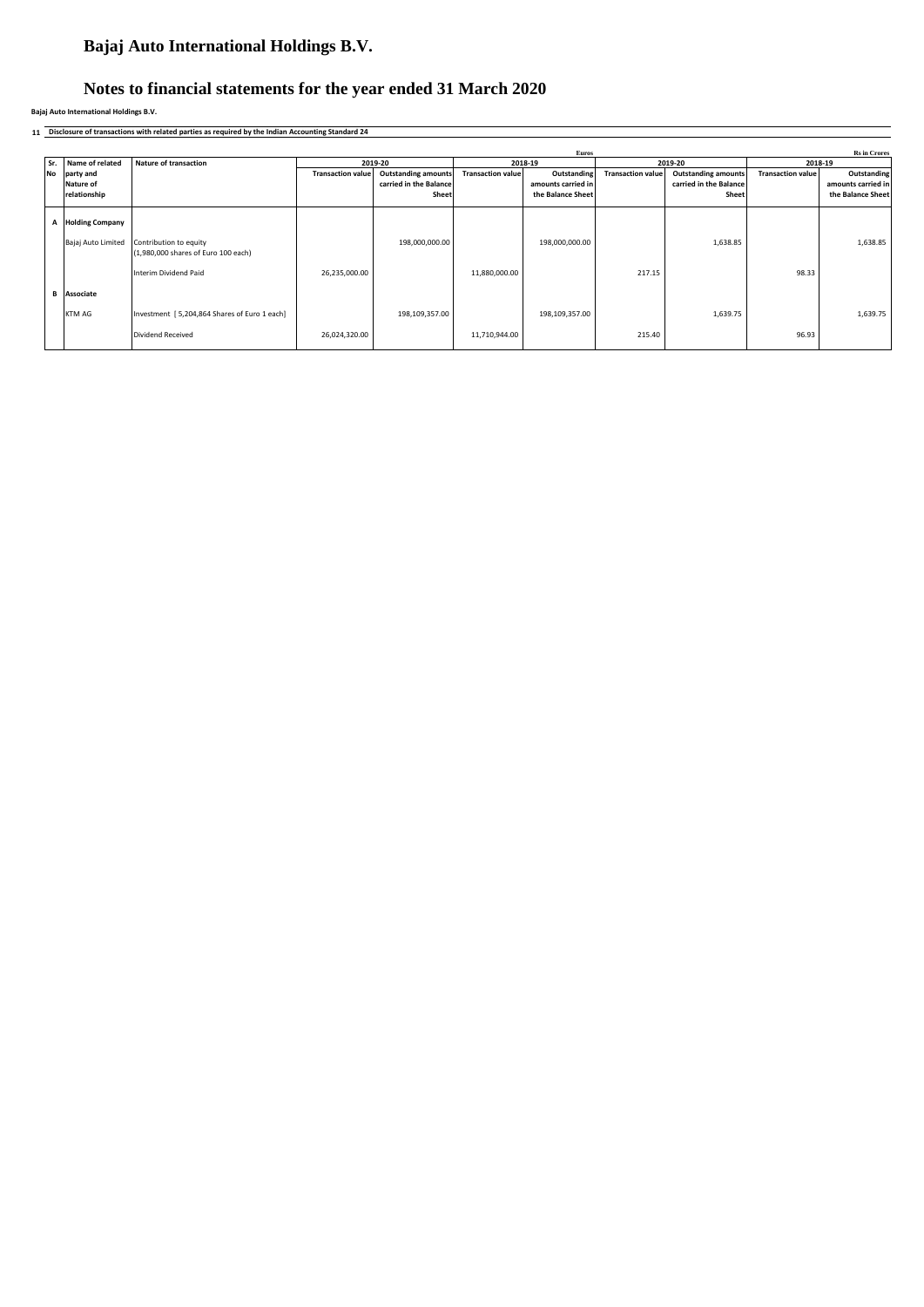# Bajaj Auto International Holdings B.V.

# Notes to financial statements for the year ended 31 March 2020

**Bajaj Auto International Holdings B.V.**

**11 Disclosure of transactions with related parties as required by the Indian Accounting Standard 24**

| | | | Euros | | | | Rs in Crores | | | |
|---|---|---|---|---|---|---|---|---|---|---|
| **Sr. No** | **Name of related party and Nature of relationship** | **Nature of transaction** | **2019-20** | | **2018-19** | | **2019-20** | | **2018-19** | |
| | | | **Transaction value** | **Outstanding amounts carried in the Balance Sheet** | **Transaction value** | **Outstanding amounts carried in the Balance Sheet** | **Transaction value** | **Outstanding amounts carried in the Balance Sheet** | **Transaction value** | **Outstanding amounts carried in the Balance Sheet** |
| **A** | **Holding Company** | | | | | | | | | |
| | Bajaj Auto Limited | Contribution to equity (1,980,000 shares of Euro 100 each) | | 198,000,000.00 | | 198,000,000.00 | | 1,638.85 | | 1,638.85 |
| | | Interim Dividend Paid | 26,235,000.00 | | 11,880,000.00 | | 217.15 | | 98.33 | |
| **B** | **Associate** | | | | | | | | | |
| | KTM AG | Investment [ 5,204,864 Shares of Euro 1 each] | | 198,109,357.00 | | 198,109,357.00 | | 1,639.75 | | 1,639.75 |
| | | Dividend Received | 26,024,320.00 | | 11,710,944.00 | | 215.40 | | 96.93 | |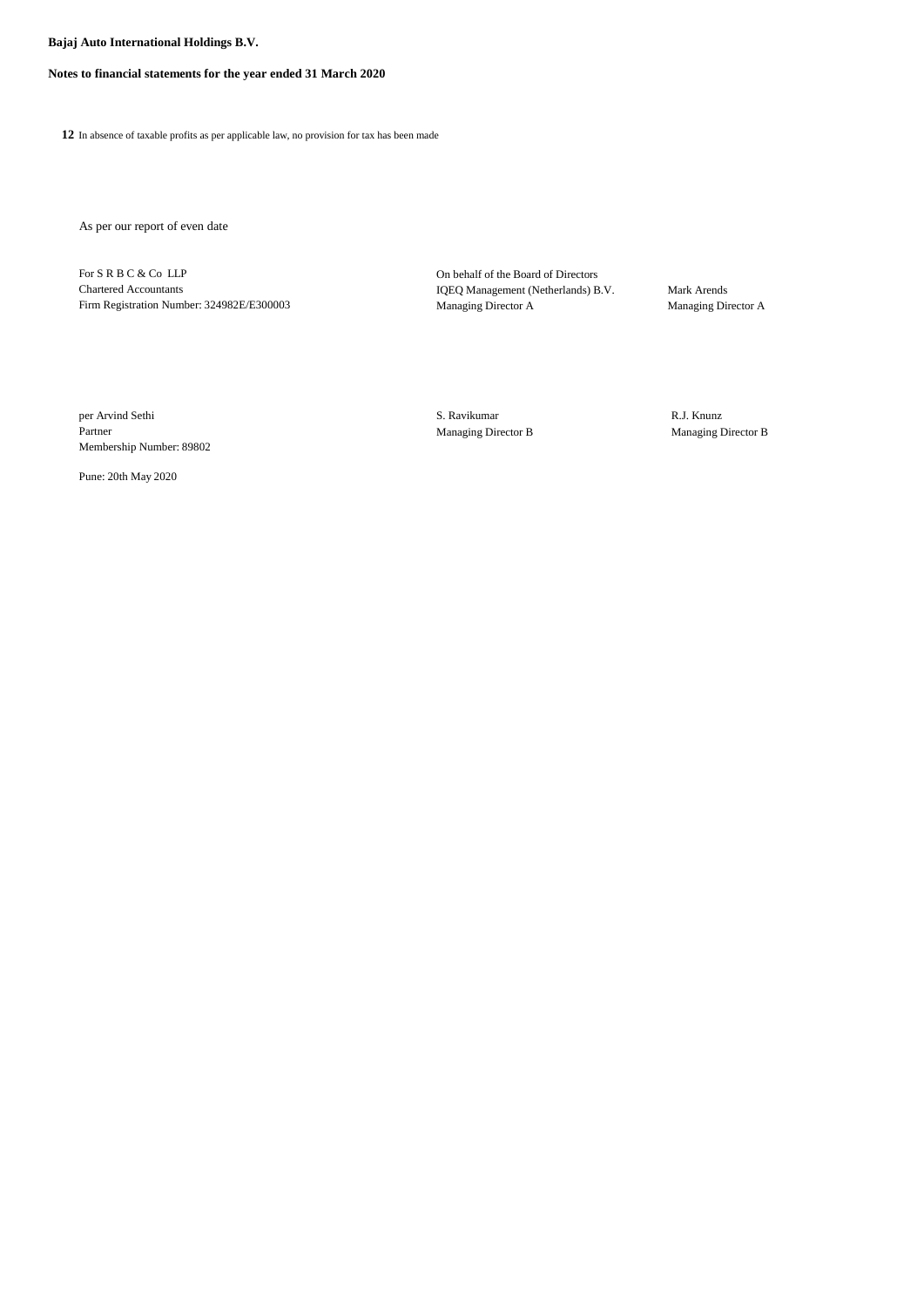**Bajaj Auto International Holdings B.V.**

**Notes to financial statements for the year ended 31 March 2020**

**12** In absence of taxable profits as per applicable law, no provision for tax has been made

As per our report of even date

For S R B C & Co LLP
Chartered Accountants
Firm Registration Number: 324982E/E300003

On behalf of the Board of Directors

IQEQ Management (Netherlands) B.V.
Managing Director A

Mark Arends
Managing Director A

per Arvind Sethi
Partner
Membership Number: 89802

S. Ravikumar
Managing Director B

R.J. Knunz
Managing Director B

Pune: 20th May 2020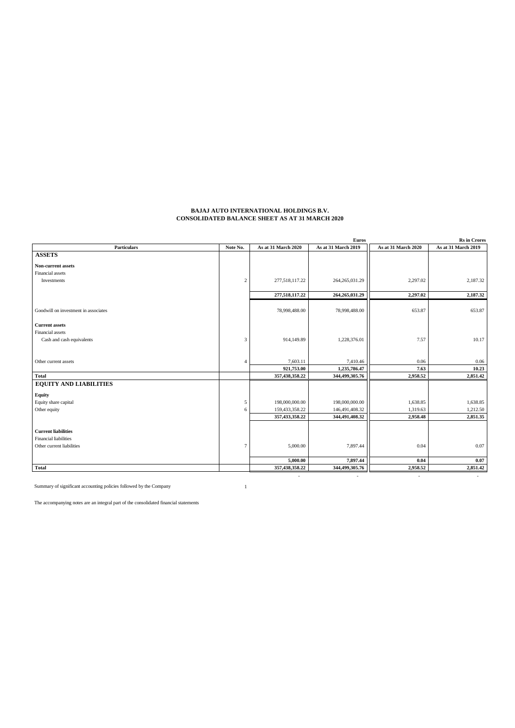# BAJAJ AUTO INTERNATIONAL HOLDINGS B.V.
## CONSOLIDATED BALANCE SHEET AS AT 31 MARCH 2020

| Particulars | Note No. | Euros | | Rs in Crores | |
|---|---|---|---|---|---|
| | | As at 31 March 2020 | As at 31 March 2019 | As at 31 March 2020 | As at 31 March 2019 |
| **ASSETS** | | | | | |
| **Non-current assets** | | | | | |
| Financial assets | | | | | |
| Investments | 2 | 277,518,117.22 | 264,265,031.29 | 2,297.02 | 2,187.32 |
| | | **277,518,117.22** | **264,265,031.29** | **2,297.02** | **2,187.32** |
| Goodwill on investment in associates | | 78,998,488.00 | 78,998,488.00 | 653.87 | 653.87 |
| **Current assets** | | | | | |
| Financial assets | | | | | |
| Cash and cash equivalents | 3 | 914,149.89 | 1,228,376.01 | 7.57 | 10.17 |
| Other current assets | 4 | 7,603.11 | 7,410.46 | 0.06 | 0.06 |
| | | **921,753.00** | **1,235,786.47** | **7.63** | **10.23** |
| **Total** | | **357,438,358.22** | **344,499,305.76** | **2,958.52** | **2,851.42** |
| **EQUITY AND LIABILITIES** | | | | | |
| **Equity** | | | | | |
| Equity share capital | 5 | 198,000,000.00 | 198,000,000.00 | 1,638.85 | 1,638.85 |
| Other equity | 6 | 159,433,358.22 | 146,491,408.32 | 1,319.63 | 1,212.50 |
| | | **357,433,358.22** | **344,491,408.32** | **2,958.48** | **2,851.35** |
| **Current liabilities** | | | | | |
| Financial liabilities | | | | | |
| Other current liabilities | 7 | 5,000.00 | 7,897.44 | 0.04 | 0.07 |
| | | **5,000.00** | **7,897.44** | **0.04** | **0.07** |
| **Total** | | **357,438,358.22** | **344,499,305.76** | **2,958.52** | **2,851.42** |
| | | - | - | - | - |

Summary of significant accounting policies followed by the Company 1

The accompanying notes are an integral part of the consolidated financial statements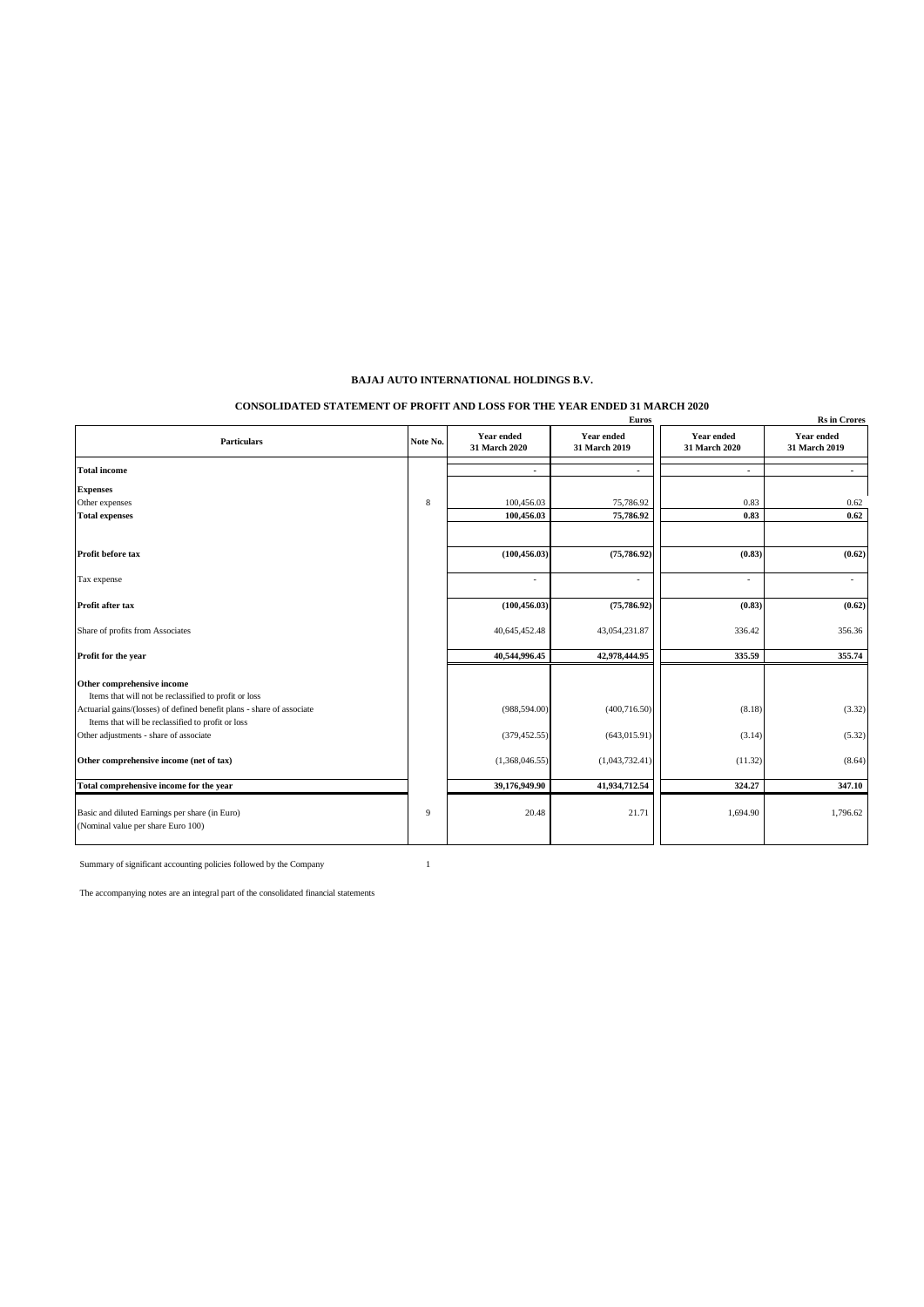**BAJAJ AUTO INTERNATIONAL HOLDINGS B.V.**

**CONSOLIDATED STATEMENT OF PROFIT AND LOSS FOR THE YEAR ENDED 31 MARCH 2020**

| Particulars | Note No. | Euros | | Rs in Crores | |
|---|---|---|---|---|---|
| | | **Year ended 31 March 2020** | **Year ended 31 March 2019** | **Year ended 31 March 2020** | **Year ended 31 March 2019** |
| **Total income** | | - | - | - | - |
| **Expenses** | | | | | |
| Other expenses | 8 | 100,456.03 | 75,786.92 | 0.83 | 0.62 |
| **Total expenses** | | **100,456.03** | **75,786.92** | **0.83** | **0.62** |
| **Profit before tax** | | **(100,456.03)** | **(75,786.92)** | **(0.83)** | **(0.62)** |
| Tax expense | | - | - | - | - |
| **Profit after tax** | | **(100,456.03)** | **(75,786.92)** | **(0.83)** | **(0.62)** |
| Share of profits from Associates | | 40,645,452.48 | 43,054,231.87 | 336.42 | 356.36 |
| **Profit for the year** | | **40,544,996.45** | **42,978,444.95** | **335.59** | **355.74** |
| **Other comprehensive income** | | | | | |
| Items that will not be reclassified to profit or loss | | | | | |
| Actuarial gains/(losses) of defined benefit plans - share of associate | | (988,594.00) | (400,716.50) | (8.18) | (3.32) |
| Items that will be reclassified to profit or loss | | | | | |
| Other adjustments - share of associate | | (379,452.55) | (643,015.91) | (3.14) | (5.32) |
| **Other comprehensive income (net of tax)** | | (1,368,046.55) | (1,043,732.41) | (11.32) | (8.64) |
| **Total comprehensive income for the year** | | **39,176,949.90** | **41,934,712.54** | **324.27** | **347.10** |
| Basic and diluted Earnings per share (in Euro) (Nominal value per share Euro 100) | 9 | 20.48 | 21.71 | 1,694.90 | 1,796.62 |

Summary of significant accounting policies followed by the Company 1

The accompanying notes are an integral part of the consolidated financial statements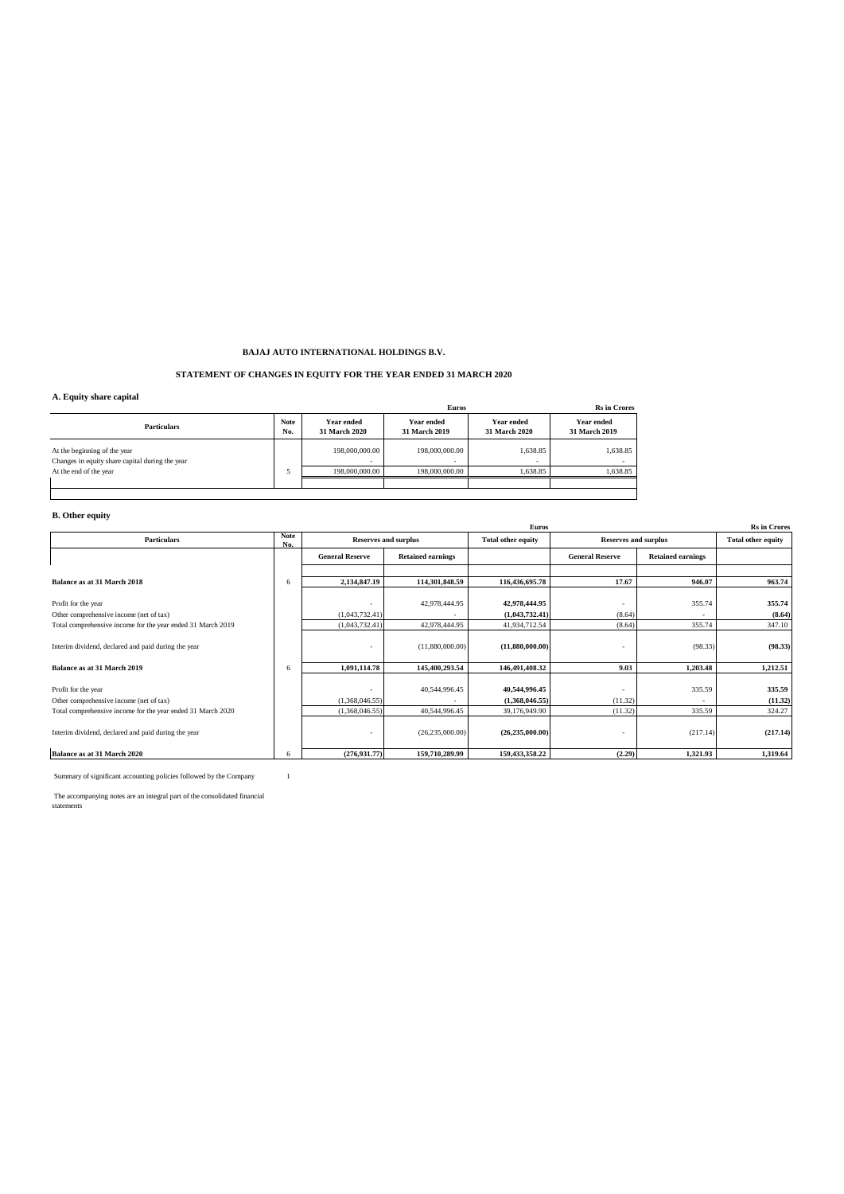**BAJAJ AUTO INTERNATIONAL HOLDINGS B.V.**

**STATEMENT OF CHANGES IN EQUITY FOR THE YEAR ENDED 31 MARCH 2020**

**A. Equity share capital**

| Particulars | Note No. | Euros | | Rs in Crores | |
|---|---|---|---|---|---|
| | | Year ended 31 March 2020 | Year ended 31 March 2019 | Year ended 31 March 2020 | Year ended 31 March 2019 |
| At the beginning of the year | | 198,000,000.00 | 198,000,000.00 | 1,638.85 | 1,638.85 |
| Changes in equity share capital during the year | | - | - | - | - |
| At the end of the year | 5 | 198,000,000.00 | 198,000,000.00 | 1,638.85 | 1,638.85 |

**B. Other equity**

| Particulars | Note No. | Euros | | | Rs in Crores | | |
|---|---|---|---|---|---|---|---|
| | | Reserves and surplus | | Total other equity | Reserves and surplus | | Total other equity |
| | | General Reserve | Retained earnings | | General Reserve | Retained earnings | |
| **Balance as at 31 March 2018** | 6 | **2,134,847.19** | **114,301,848.59** | **116,436,695.78** | **17.67** | **946.07** | **963.74** |
| Profit for the year | | - | 42,978,444.95 | **42,978,444.95** | - | 355.74 | **355.74** |
| Other comprehensive income (net of tax) | | (1,043,732.41) | - | **(1,043,732.41)** | (8.64) | - | **(8.64)** |
| Total comprehensive income for the year ended 31 March 2019 | | (1,043,732.41) | 42,978,444.95 | 41,934,712.54 | (8.64) | 355.74 | 347.10 |
| Interim dividend, declared and paid during the year | | - | (11,880,000.00) | **(11,880,000.00)** | - | (98.33) | **(98.33)** |
| **Balance as at 31 March 2019** | 6 | **1,091,114.78** | **145,400,293.54** | **146,491,408.32** | **9.03** | **1,203.48** | **1,212.51** |
| Profit for the year | | - | 40,544,996.45 | **40,544,996.45** | - | 335.59 | **335.59** |
| Other comprehensive income (net of tax) | | (1,368,046.55) | - | **(1,368,046.55)** | (11.32) | - | **(11.32)** |
| Total comprehensive income for the year ended 31 March 2020 | | (1,368,046.55) | 40,544,996.45 | 39,176,949.90 | (11.32) | 335.59 | 324.27 |
| Interim dividend, declared and paid during the year | | - | (26,235,000.00) | **(26,235,000.00)** | - | (217.14) | **(217.14)** |
| **Balance as at 31 March 2020** | 6 | **(276,931.77)** | **159,710,289.99** | **159,433,358.22** | **(2.29)** | **1,321.93** | **1,319.64** |

Summary of significant accounting policies followed by the Company 1

The accompanying notes are an integral part of the consolidated financial statements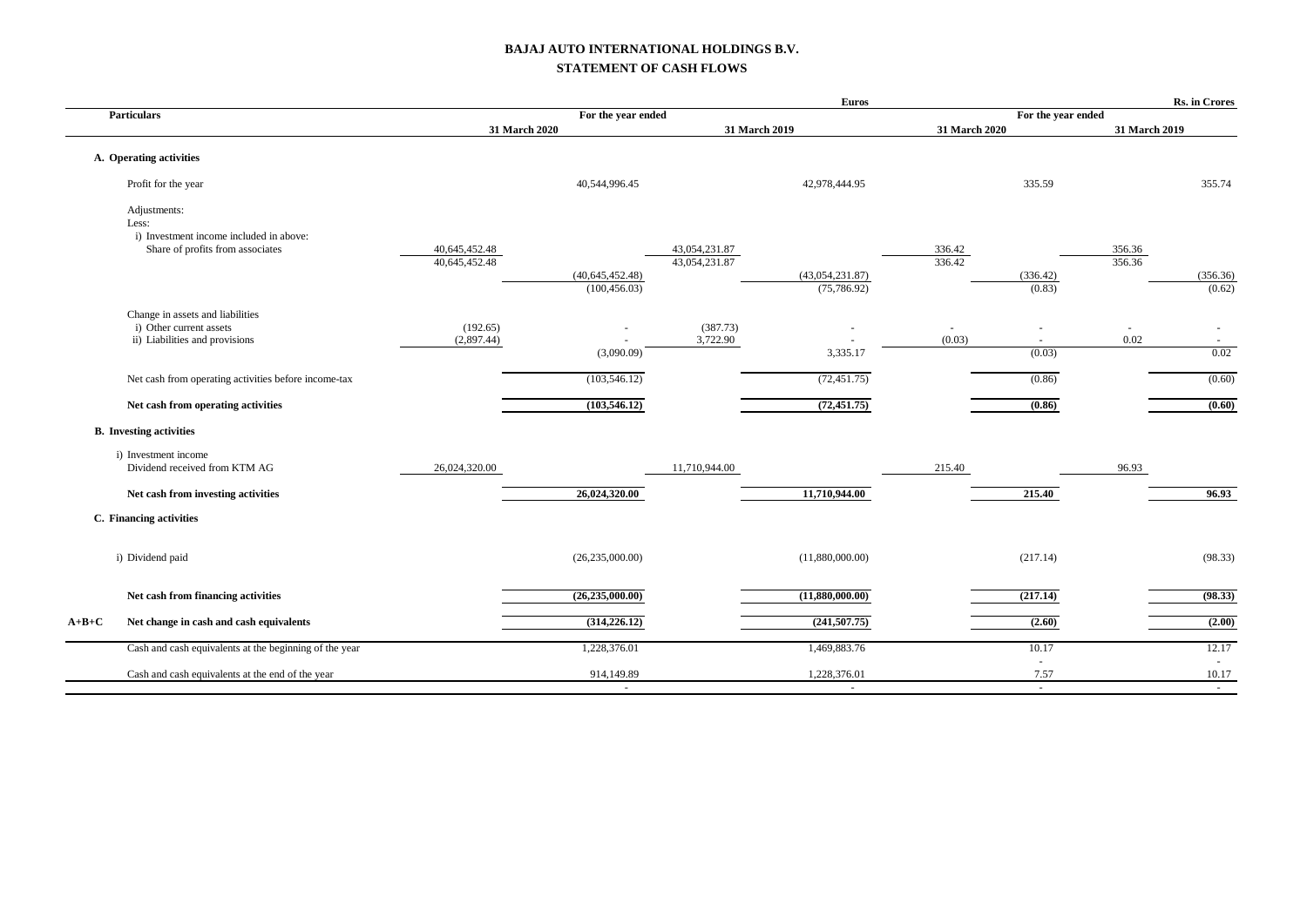# BAJAJ AUTO INTERNATIONAL HOLDINGS B.V.

## STATEMENT OF CASH FLOWS

| | Particulars | Euros | | | | Rs. in Crores | | | |
|---|---|---|---|---|---|---|---|---|---|
| | | For the year ended | | | | For the year ended | | | |
| | | 31 March 2020 | | 31 March 2019 | | 31 March 2020 | | 31 March 2019 | |
| | **A. Operating activities** | | | | | | | | |
| | Profit for the year | | 40,544,996.45 | | 42,978,444.95 | | 335.59 | | 355.74 |
| | Adjustments: | | | | | | | | |
| | Less: | | | | | | | | |
| | i) Investment income included in above: | | | | | | | | |
| | Share of profits from associates | 40,645,452.48 | | 43,054,231.87 | | 336.42 | | 356.36 | |
| | | 40,645,452.48 | | 43,054,231.87 | | 336.42 | | 356.36 | |
| | | | (40,645,452.48) | | (43,054,231.87) | | (336.42) | | (356.36) |
| | | | (100,456.03) | | (75,786.92) | | (0.83) | | (0.62) |
| | Change in assets and liabilities | | | | | | | | |
| | i) Other current assets | (192.65) | - | (387.73) | - | - | - | - | - |
| | ii) Liabilities and provisions | (2,897.44) | - | 3,722.90 | - | (0.03) | - | 0.02 | - |
| | | | (3,090.09) | | 3,335.17 | | (0.03) | | 0.02 |
| | Net cash from operating activities before income-tax | | (103,546.12) | | (72,451.75) | | (0.86) | | (0.60) |
| | **Net cash from operating activities** | | **(103,546.12)** | | **(72,451.75)** | | **(0.86)** | | **(0.60)** |
| | **B. Investing activities** | | | | | | | | |
| | i) Investment income | | | | | | | | |
| | Dividend received from KTM AG | 26,024,320.00 | | 11,710,944.00 | | 215.40 | | 96.93 | |
| | **Net cash from investing activities** | | **26,024,320.00** | | **11,710,944.00** | | **215.40** | | **96.93** |
| | **C. Financing activities** | | | | | | | | |
| | i) Dividend paid | | (26,235,000.00) | | (11,880,000.00) | | (217.14) | | (98.33) |
| | **Net cash from financing activities** | | **(26,235,000.00)** | | **(11,880,000.00)** | | **(217.14)** | | **(98.33)** |
| **A+B+C** | **Net change in cash and cash equivalents** | | **(314,226.12)** | | **(241,507.75)** | | **(2.60)** | | **(2.00)** |
| | Cash and cash equivalents at the beginning of the year | | 1,228,376.01 | | 1,469,883.76 | | 10.17 | | 12.17 |
| | | | | | | | - | | - |
| | Cash and cash equivalents at the end of the year | | 914,149.89 | | 1,228,376.01 | | 7.57 | | 10.17 |
| | | | - | | - | | - | | - |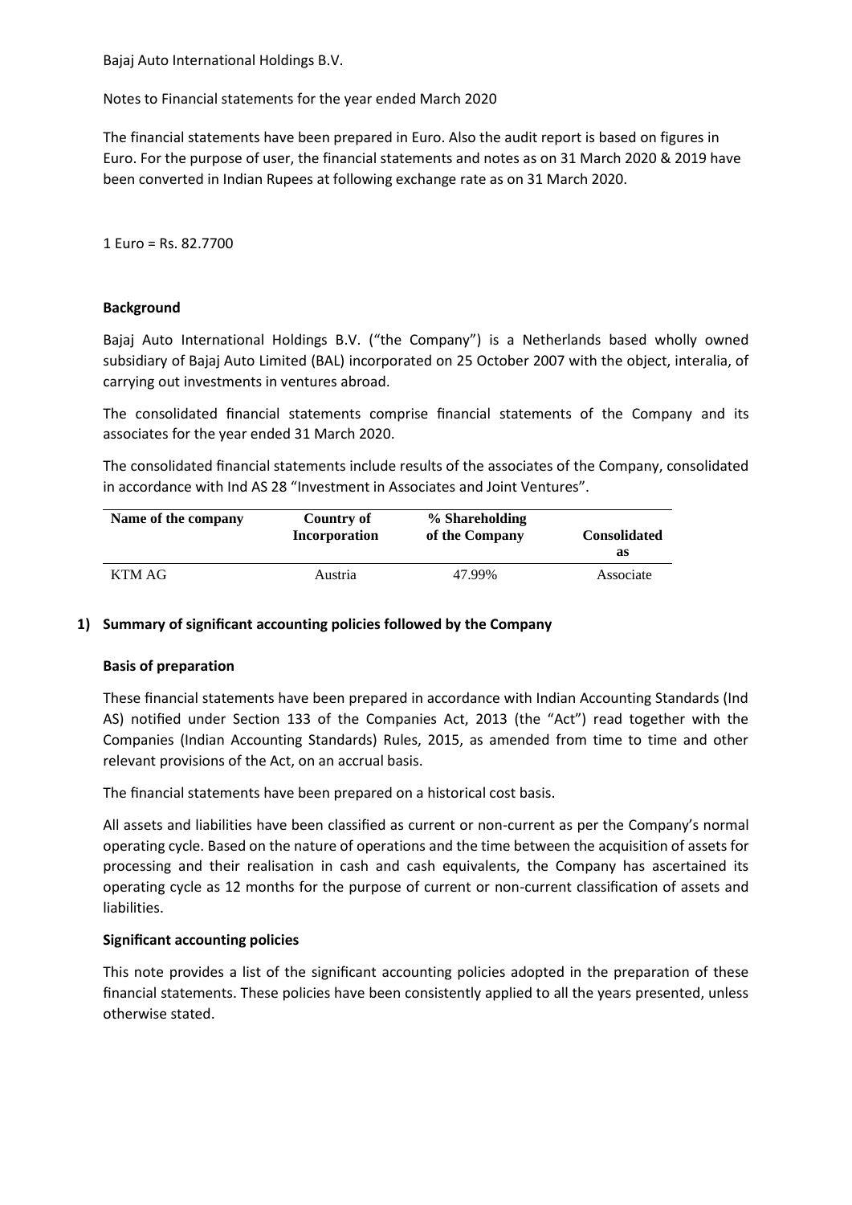Bajaj Auto International Holdings B.V.

Notes to Financial statements for the year ended March 2020

The financial statements have been prepared in Euro. Also the audit report is based on figures in Euro. For the purpose of user, the financial statements and notes as on 31 March 2020 & 2019 have been converted in Indian Rupees at following exchange rate as on 31 March 2020.

1 Euro = Rs. 82.7700

**Background**

Bajaj Auto International Holdings B.V. ("the Company") is a Netherlands based wholly owned subsidiary of Bajaj Auto Limited (BAL) incorporated on 25 October 2007 with the object, interalia, of carrying out investments in ventures abroad.

The consolidated financial statements comprise financial statements of the Company and its associates for the year ended 31 March 2020.

The consolidated financial statements include results of the associates of the Company, consolidated in accordance with Ind AS 28 "Investment in Associates and Joint Ventures".

| Name of the company | Country of Incorporation | % Shareholding of the Company | Consolidated as |
|---|---|---|---|
| KTM AG | Austria | 47.99% | Associate |

## 1) Summary of significant accounting policies followed by the Company

**Basis of preparation**

These financial statements have been prepared in accordance with Indian Accounting Standards (Ind AS) notified under Section 133 of the Companies Act, 2013 (the "Act") read together with the Companies (Indian Accounting Standards) Rules, 2015, as amended from time to time and other relevant provisions of the Act, on an accrual basis.

The financial statements have been prepared on a historical cost basis.

All assets and liabilities have been classified as current or non-current as per the Company's normal operating cycle. Based on the nature of operations and the time between the acquisition of assets for processing and their realisation in cash and cash equivalents, the Company has ascertained its operating cycle as 12 months for the purpose of current or non-current classification of assets and liabilities.

**Significant accounting policies**

This note provides a list of the significant accounting policies adopted in the preparation of these financial statements. These policies have been consistently applied to all the years presented, unless otherwise stated.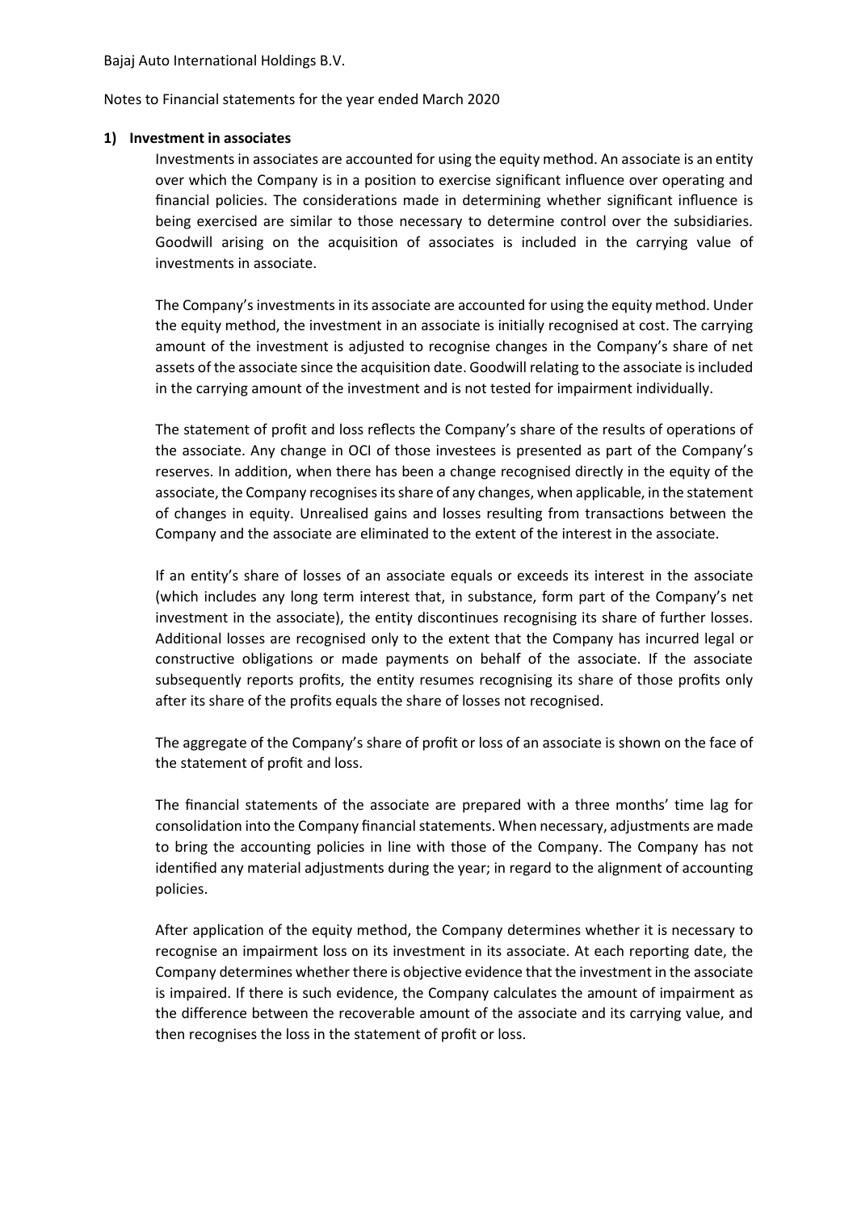Bajaj Auto International Holdings B.V.

Notes to Financial statements for the year ended March 2020

**1) Investment in associates**

Investments in associates are accounted for using the equity method. An associate is an entity over which the Company is in a position to exercise significant influence over operating and financial policies. The considerations made in determining whether significant influence is being exercised are similar to those necessary to determine control over the subsidiaries. Goodwill arising on the acquisition of associates is included in the carrying value of investments in associate.

The Company's investments in its associate are accounted for using the equity method. Under the equity method, the investment in an associate is initially recognised at cost. The carrying amount of the investment is adjusted to recognise changes in the Company's share of net assets of the associate since the acquisition date. Goodwill relating to the associate is included in the carrying amount of the investment and is not tested for impairment individually.

The statement of profit and loss reflects the Company's share of the results of operations of the associate. Any change in OCI of those investees is presented as part of the Company's reserves. In addition, when there has been a change recognised directly in the equity of the associate, the Company recognises its share of any changes, when applicable, in the statement of changes in equity. Unrealised gains and losses resulting from transactions between the Company and the associate are eliminated to the extent of the interest in the associate.

If an entity's share of losses of an associate equals or exceeds its interest in the associate (which includes any long term interest that, in substance, form part of the Company's net investment in the associate), the entity discontinues recognising its share of further losses. Additional losses are recognised only to the extent that the Company has incurred legal or constructive obligations or made payments on behalf of the associate. If the associate subsequently reports profits, the entity resumes recognising its share of those profits only after its share of the profits equals the share of losses not recognised.

The aggregate of the Company's share of profit or loss of an associate is shown on the face of the statement of profit and loss.

The financial statements of the associate are prepared with a three months' time lag for consolidation into the Company financial statements. When necessary, adjustments are made to bring the accounting policies in line with those of the Company. The Company has not identified any material adjustments during the year; in regard to the alignment of accounting policies.

After application of the equity method, the Company determines whether it is necessary to recognise an impairment loss on its investment in its associate. At each reporting date, the Company determines whether there is objective evidence that the investment in the associate is impaired. If there is such evidence, the Company calculates the amount of impairment as the difference between the recoverable amount of the associate and its carrying value, and then recognises the loss in the statement of profit or loss.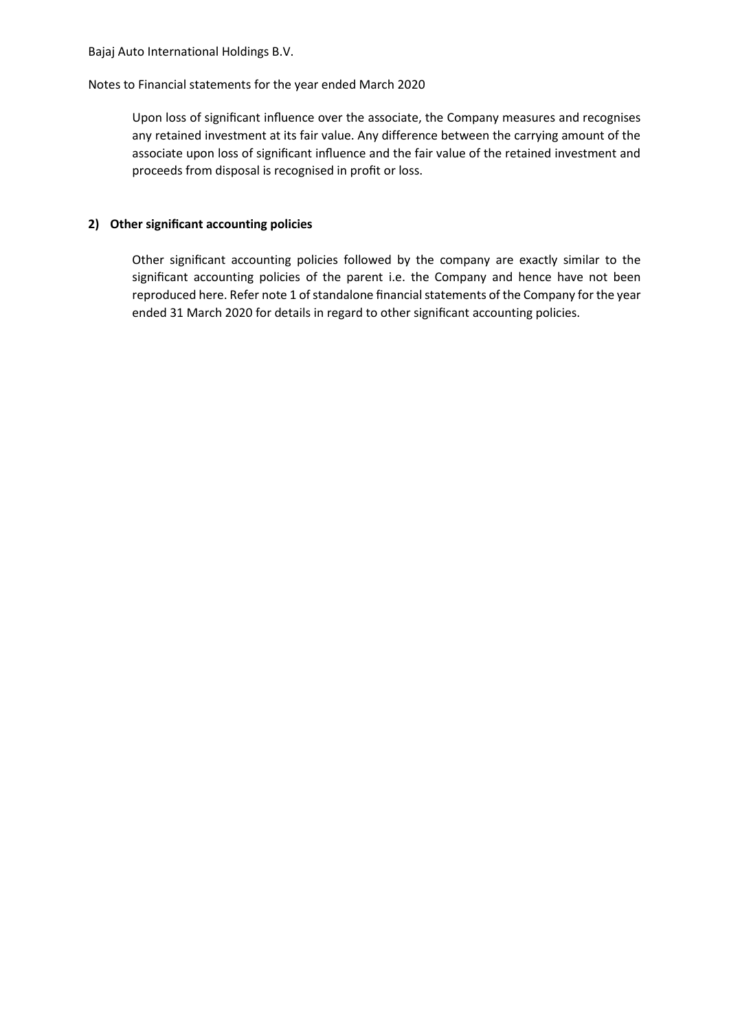Upon loss of significant influence over the associate, the Company measures and recognises any retained investment at its fair value. Any difference between the carrying amount of the associate upon loss of significant influence and the fair value of the retained investment and proceeds from disposal is recognised in profit or loss.

**2) Other significant accounting policies**

Other significant accounting policies followed by the company are exactly similar to the significant accounting policies of the parent i.e. the Company and hence have not been reproduced here. Refer note 1 of standalone financial statements of the Company for the year ended 31 March 2020 for details in regard to other significant accounting policies.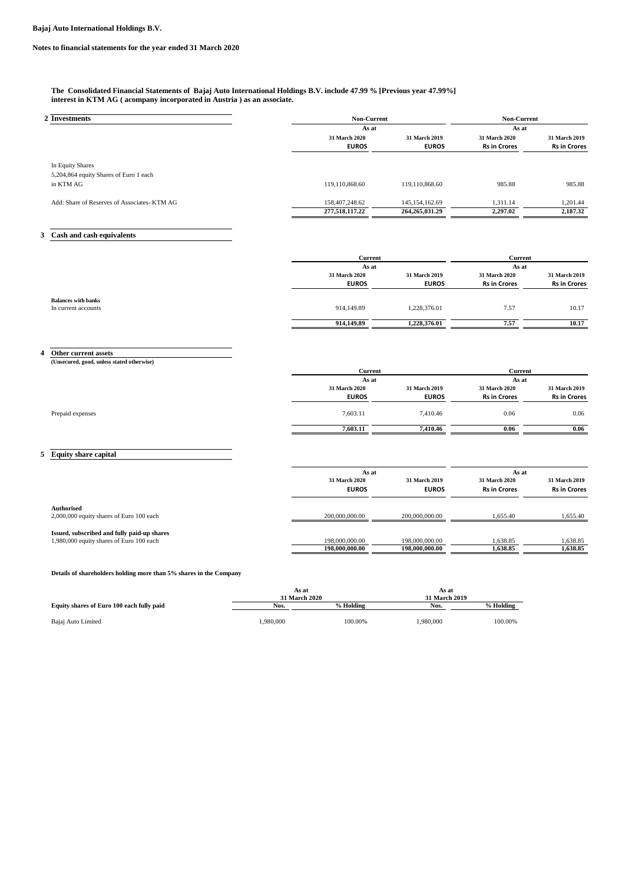**Bajaj Auto International Holdings B.V.**

**Notes to financial statements for the year ended 31 March 2020**

**The Consolidated Financial Statements of Bajaj Auto International Holdings B.V. include 47.99 % [Previous year 47.99%] interest in KTM AG ( acompany incorporated in Austria ) as an associate.**

## 2 Investments

| | Non-Current | | Non-Current | |
|---|---|---|---|---|
| | As at | | As at | |
| | 31 March 2020 | 31 March 2019 | 31 March 2020 | 31 March 2019 |
| | EUROS | EUROS | Rs in Crores | Rs in Crores |
| In Equity Shares | | | | |
| 5,204,864 equity Shares of Euro 1 each | | | | |
| in KTM AG | 119,110,868.60 | 119,110,868.60 | 985.88 | 985.88 |
| Add: Share of Reserves of Associates- KTM AG | 158,407,248.62 | 145,154,162.69 | 1,311.14 | 1,201.44 |
| | **277,518,117.22** | **264,265,031.29** | **2,297.02** | **2,187.32** |

## 3 Cash and cash equivalents

| | Current | | Current | |
|---|---|---|---|---|
| | As at | | As at | |
| | 31 March 2020 | 31 March 2019 | 31 March 2020 | 31 March 2019 |
| | EUROS | EUROS | Rs in Crores | Rs in Crores |
| **Balances with banks** | | | | |
| In current accounts | 914,149.89 | 1,228,376.01 | 7.57 | 10.17 |
| | **914,149.89** | **1,228,376.01** | **7.57** | **10.17** |

## 4 Other current assets

**(Unsecured, good, unless stated otherwise)**

| | Current | | Current | |
|---|---|---|---|---|
| | As at | | As at | |
| | 31 March 2020 | 31 March 2019 | 31 March 2020 | 31 March 2019 |
| | EUROS | EUROS | Rs in Crores | Rs in Crores |
| Prepaid expenses | 7,603.11 | 7,410.46 | 0.06 | 0.06 |
| | **7,603.11** | **7,410.46** | **0.06** | **0.06** |

## 5 Equity share capital

| | As at | | As at | |
|---|---|---|---|---|
| | 31 March 2020 | 31 March 2019 | 31 March 2020 | 31 March 2019 |
| | EUROS | EUROS | Rs in Crores | Rs in Crores |
| **Authorised** | | | | |
| 2,000,000 equity shares of Euro 100 each | 200,000,000.00 | 200,000,000.00 | 1,655.40 | 1,655.40 |
| **Issued, subscribed and fully paid-up shares** | | | | |
| 1,980,000 equity shares of Euro 100 each | 198,000,000.00 | 198,000,000.00 | 1,638.85 | 1,638.85 |
| | **198,000,000.00** | **198,000,000.00** | **1,638.85** | **1,638.85** |

**Details of shareholders holding more than 5% shares in the Company**

| | As at 31 March 2020 | | As at 31 March 2019 | |
|---|---|---|---|---|
| **Equity shares of Euro 100 each fully paid** | **Nos.** | **% Holding** | **Nos.** | **% Holding** |
| Bajaj Auto Limited | 1,980,000 | 100.00% | 1,980,000 | 100.00% |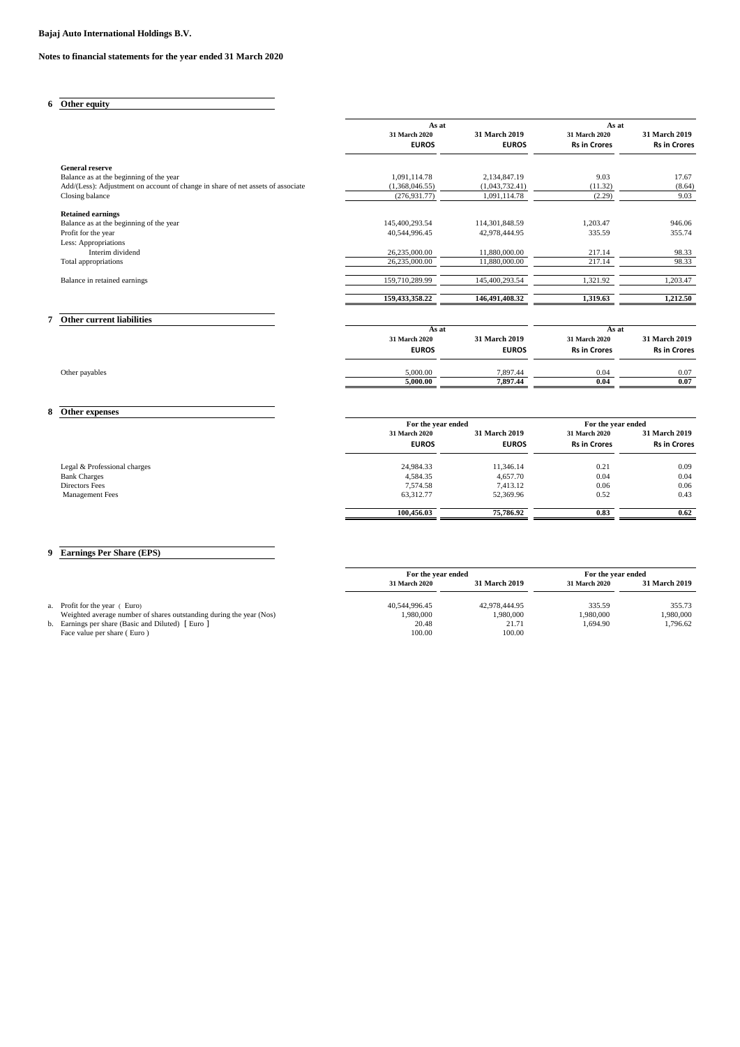**Bajaj Auto International Holdings B.V.**

**Notes to financial statements for the year ended 31 March 2020**

## 6 Other equity

| | As at | | As at | |
|---|---|---|---|---|
| | 31 March 2020 | 31 March 2019 | 31 March 2020 | 31 March 2019 |
| | EUROS | EUROS | Rs in Crores | Rs in Crores |
| **General reserve** | | | | |
| Balance as at the beginning of the year | 1,091,114.78 | 2,134,847.19 | 9.03 | 17.67 |
| Add/(Less): Adjustment on account of change in share of net assets of associate | (1,368,046.55) | (1,043,732.41) | (11.32) | (8.64) |
| Closing balance | (276,931.77) | 1,091,114.78 | (2.29) | 9.03 |
| **Retained earnings** | | | | |
| Balance as at the beginning of the year | 145,400,293.54 | 114,301,848.59 | 1,203.47 | 946.06 |
| Profit for the year | 40,544,996.45 | 42,978,444.95 | 335.59 | 355.74 |
| Less: Appropriations | | | | |
| Interim dividend | 26,235,000.00 | 11,880,000.00 | 217.14 | 98.33 |
| Total appropriations | 26,235,000.00 | 11,880,000.00 | 217.14 | 98.33 |
| Balance in retained earnings | 159,710,289.99 | 145,400,293.54 | 1,321.92 | 1,203.47 |
| | **159,433,358.22** | **146,491,408.32** | **1,319.63** | **1,212.50** |

## 7 Other current liabilities

| | As at | | As at | |
|---|---|---|---|---|
| | 31 March 2020 | 31 March 2019 | 31 March 2020 | 31 March 2019 |
| | EUROS | EUROS | Rs in Crores | Rs in Crores |
| Other payables | 5,000.00 | 7,897.44 | 0.04 | 0.07 |
| | **5,000.00** | **7,897.44** | **0.04** | **0.07** |

## 8 Other expenses

| | For the year ended | | For the year ended | |
|---|---|---|---|---|
| | 31 March 2020 | 31 March 2019 | 31 March 2020 | 31 March 2019 |
| | EUROS | EUROS | Rs in Crores | Rs in Crores |
| Legal & Professional charges | 24,984.33 | 11,346.14 | 0.21 | 0.09 |
| Bank Charges | 4,584.35 | 4,657.70 | 0.04 | 0.04 |
| Directors Fees | 7,574.58 | 7,413.12 | 0.06 | 0.06 |
| Management Fees | 63,312.77 | 52,369.96 | 0.52 | 0.43 |
| | **100,456.03** | **75,786.92** | **0.83** | **0.62** |

## 9 Earnings Per Share (EPS)

| | For the year ended | | For the year ended | |
|---|---|---|---|---|
| | 31 March 2020 | 31 March 2019 | 31 March 2020 | 31 March 2019 |
| a. Profit for the year ( Euro) | 40,544,996.45 | 42,978,444.95 | 335.59 | 355.73 |
| Weighted average number of shares outstanding during the year (Nos) | 1,980,000 | 1,980,000 | 1,980,000 | 1,980,000 |
| b. Earnings per share (Basic and Diluted) [ Euro ] | 20.48 | 21.71 | 1,694.90 | 1,796.62 |
| Face value per share ( Euro ) | 100.00 | 100.00 | | |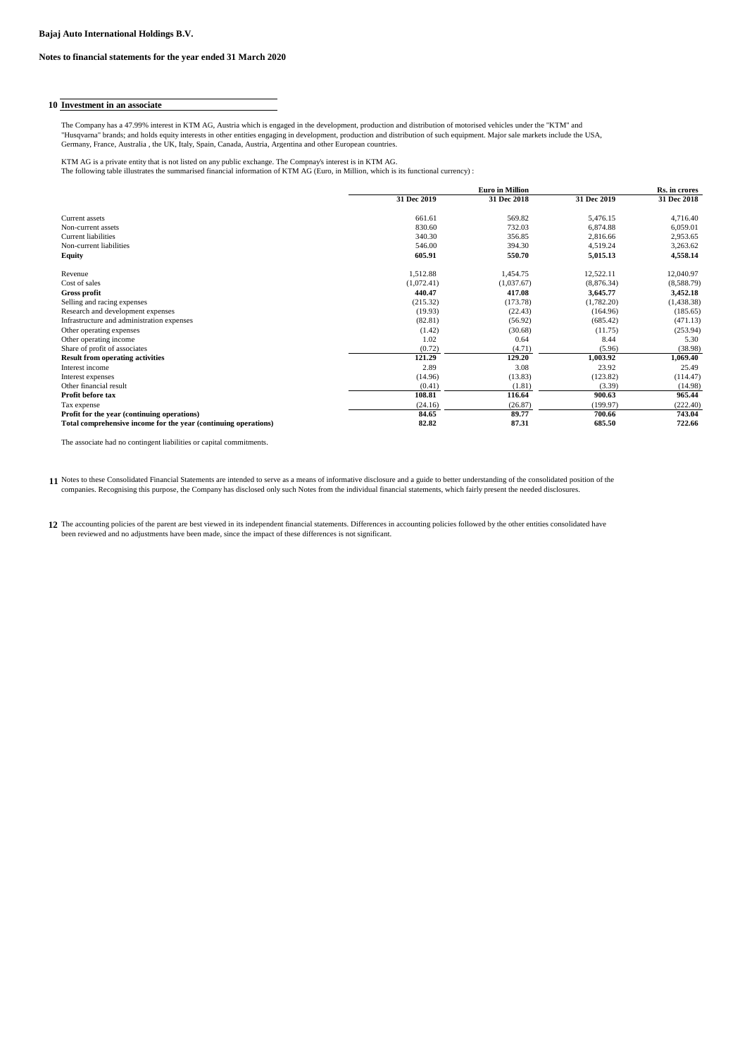**Bajaj Auto International Holdings B.V.**

**Notes to financial statements for the year ended 31 March 2020**

## 10 Investment in an associate

The Company has a 47.99% interest in KTM AG, Austria which is engaged in the development, production and distribution of motorised vehicles under the "KTM" and "Husqvarna" brands; and holds equity interests in other entities engaging in development, production and distribution of such equipment. Major sale markets include the USA, Germany, France, Australia , the UK, Italy, Spain, Canada, Austria, Argentina and other European countries.

KTM AG is a private entity that is not listed on any public exchange. The Compnay's interest is in KTM AG.
The following table illustrates the summarised financial information of KTM AG (Euro, in Million, which is its functional currency) :

| | Euro in Million | | Rs. in crores | |
|---|---|---|---|---|
| | 31 Dec 2019 | 31 Dec 2018 | 31 Dec 2019 | 31 Dec 2018 |
| Current assets | 661.61 | 569.82 | 5,476.15 | 4,716.40 |
| Non-current assets | 830.60 | 732.03 | 6,874.88 | 6,059.01 |
| Current liabilities | 340.30 | 356.85 | 2,816.66 | 2,953.65 |
| Non-current liabilities | 546.00 | 394.30 | 4,519.24 | 3,263.62 |
| **Equity** | **605.91** | **550.70** | **5,015.13** | **4,558.14** |
| Revenue | 1,512.88 | 1,454.75 | 12,522.11 | 12,040.97 |
| Cost of sales | (1,072.41) | (1,037.67) | (8,876.34) | (8,588.79) |
| **Gross profit** | **440.47** | **417.08** | **3,645.77** | **3,452.18** |
| Selling and racing expenses | (215.32) | (173.78) | (1,782.20) | (1,438.38) |
| Research and development expenses | (19.93) | (22.43) | (164.96) | (185.65) |
| Infrastructure and administration expenses | (82.81) | (56.92) | (685.42) | (471.13) |
| Other operating expenses | (1.42) | (30.68) | (11.75) | (253.94) |
| Other operating income | 1.02 | 0.64 | 8.44 | 5.30 |
| Share of profit of associates | (0.72) | (4.71) | (5.96) | (38.98) |
| **Result from operating activities** | **121.29** | **129.20** | **1,003.92** | **1,069.40** |
| Interest income | 2.89 | 3.08 | 23.92 | 25.49 |
| Interest expenses | (14.96) | (13.83) | (123.82) | (114.47) |
| Other financial result | (0.41) | (1.81) | (3.39) | (14.98) |
| **Profit before tax** | **108.81** | **116.64** | **900.63** | **965.44** |
| Tax expense | (24.16) | (26.87) | (199.97) | (222.40) |
| **Profit for the year (continuing operations)** | **84.65** | **89.77** | **700.66** | **743.04** |
| **Total comprehensive income for the year (continuing operations)** | **82.82** | **87.31** | **685.50** | **722.66** |

The associate had no contingent liabilities or capital commitments.

**11** Notes to these Consolidated Financial Statements are intended to serve as a means of informative disclosure and a guide to better understanding of the consolidated position of the companies. Recognising this purpose, the Company has disclosed only such Notes from the individual financial statements, which fairly present the needed disclosures.

**12** The accounting policies of the parent are best viewed in its independent financial statements. Differences in accounting policies followed by the other entities consolidated have been reviewed and no adjustments have been made, since the impact of these differences is not significant.